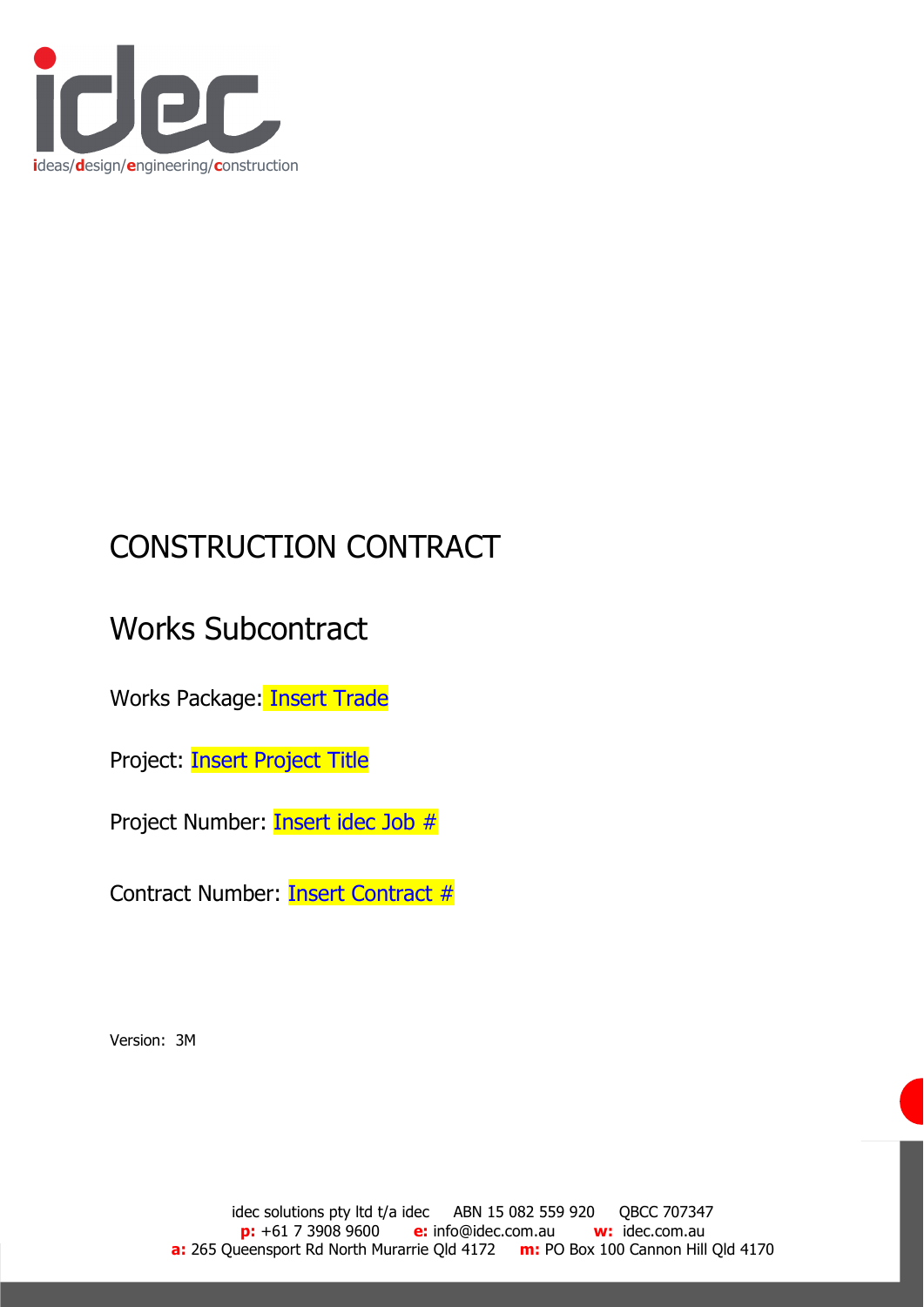idec

ideas/design/engineering/construction

# CONSTRUCTION CONTRACT

## Works Subcontract

Works Package: Insert Trade

Project: Insert Project Title

Project Number: Insert idec Job #

Contract Number: Insert Contract #

Version: 3M

idec solutions pty ltd t/a idec ABN 15 082 559 920 QBCC 707347
**p:** +61 7 3908 9600 **e:** info@idec.com.au **w:** idec.com.au
**a:** 265 Queensport Rd North Murarrie Qld 4172 **m:** PO Box 100 Cannon Hill Qld 4170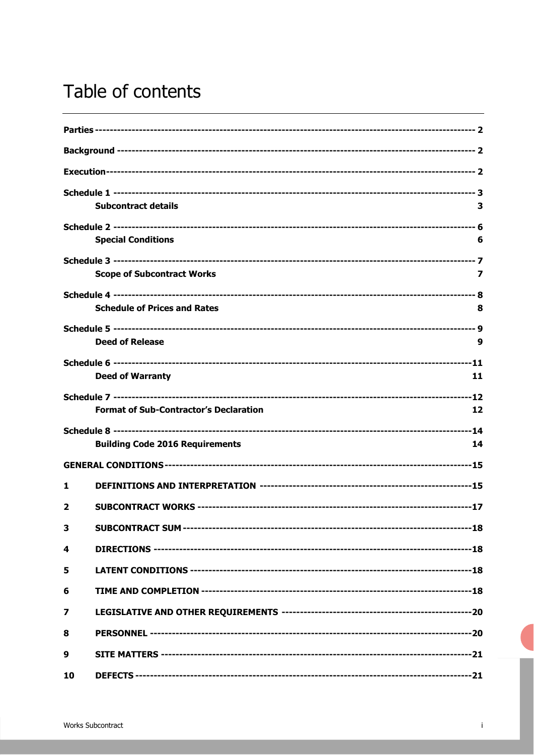# Table of contents

**Parties** ---------------------------------------------------------------------------------------------------- 2

**Background** ----------------------------------------------------------------------------------------------- 2

**Execution**-------------------------------------------------------------------------------------------------- 2

**Schedule 1** ------------------------------------------------------------------------------------------------- 3
- **Subcontract details** 3

**Schedule 2** ------------------------------------------------------------------------------------------------- 6
- **Special Conditions** 6

**Schedule 3** ------------------------------------------------------------------------------------------------- 7
- **Scope of Subcontract Works** 7

**Schedule 4** ------------------------------------------------------------------------------------------------- 8
- **Schedule of Prices and Rates** 8

**Schedule 5** ------------------------------------------------------------------------------------------------- 9
- **Deed of Release** 9

**Schedule 6** ------------------------------------------------------------------------------------------------11
- **Deed of Warranty** 11

**Schedule 7** ------------------------------------------------------------------------------------------------12
- **Format of Sub-Contractor's Declaration** 12

**Schedule 8** ------------------------------------------------------------------------------------------------14
- **Building Code 2016 Requirements** 14

**GENERAL CONDITIONS**-----------------------------------------------------------------------------------15

**1 DEFINITIONS AND INTERPRETATION** -------------------------------------------------------15

**2 SUBCONTRACT WORKS** ---------------------------------------------------------------------------17

**3 SUBCONTRACT SUM** --------------------------------------------------------------------------------18

**4 DIRECTIONS** ----------------------------------------------------------------------------------------18

**5 LATENT CONDITIONS** ----------------------------------------------------------------------------18

**6 TIME AND COMPLETION** --------------------------------------------------------------------------18

**7 LEGISLATIVE AND OTHER REQUIREMENTS** ----------------------------------------------------20

**8 PERSONNEL** ------------------------------------------------------------------------------------------20

**9 SITE MATTERS** ---------------------------------------------------------------------------------------21

**10 DEFECTS** ---------------------------------------------------------------------------------------------21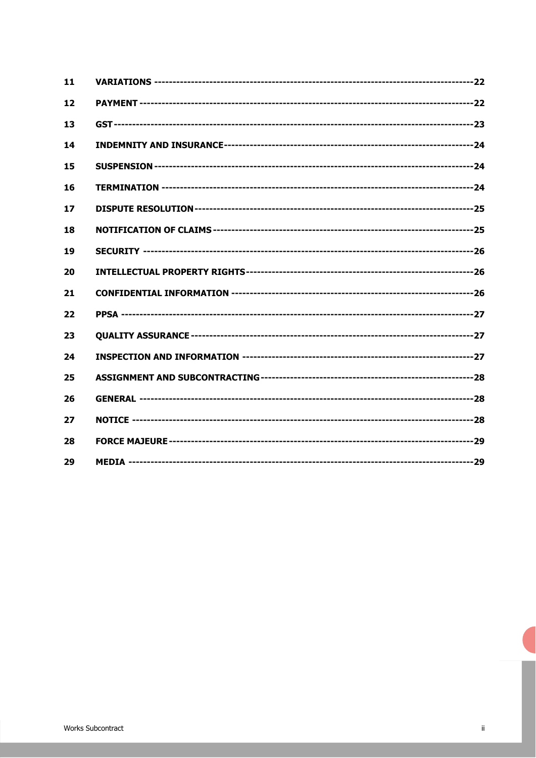| | | |
|---|---|---|
| **11** | **VARIATIONS** | **22** |
| **12** | **PAYMENT** | **22** |
| **13** | **GST** | **23** |
| **14** | **INDEMNITY AND INSURANCE** | **24** |
| **15** | **SUSPENSION** | **24** |
| **16** | **TERMINATION** | **24** |
| **17** | **DISPUTE RESOLUTION** | **25** |
| **18** | **NOTIFICATION OF CLAIMS** | **25** |
| **19** | **SECURITY** | **26** |
| **20** | **INTELLECTUAL PROPERTY RIGHTS** | **26** |
| **21** | **CONFIDENTIAL INFORMATION** | **26** |
| **22** | **PPSA** | **27** |
| **23** | **QUALITY ASSURANCE** | **27** |
| **24** | **INSPECTION AND INFORMATION** | **27** |
| **25** | **ASSIGNMENT AND SUBCONTRACTING** | **28** |
| **26** | **GENERAL** | **28** |
| **27** | **NOTICE** | **28** |
| **28** | **FORCE MAJEURE** | **29** |
| **29** | **MEDIA** | **29** |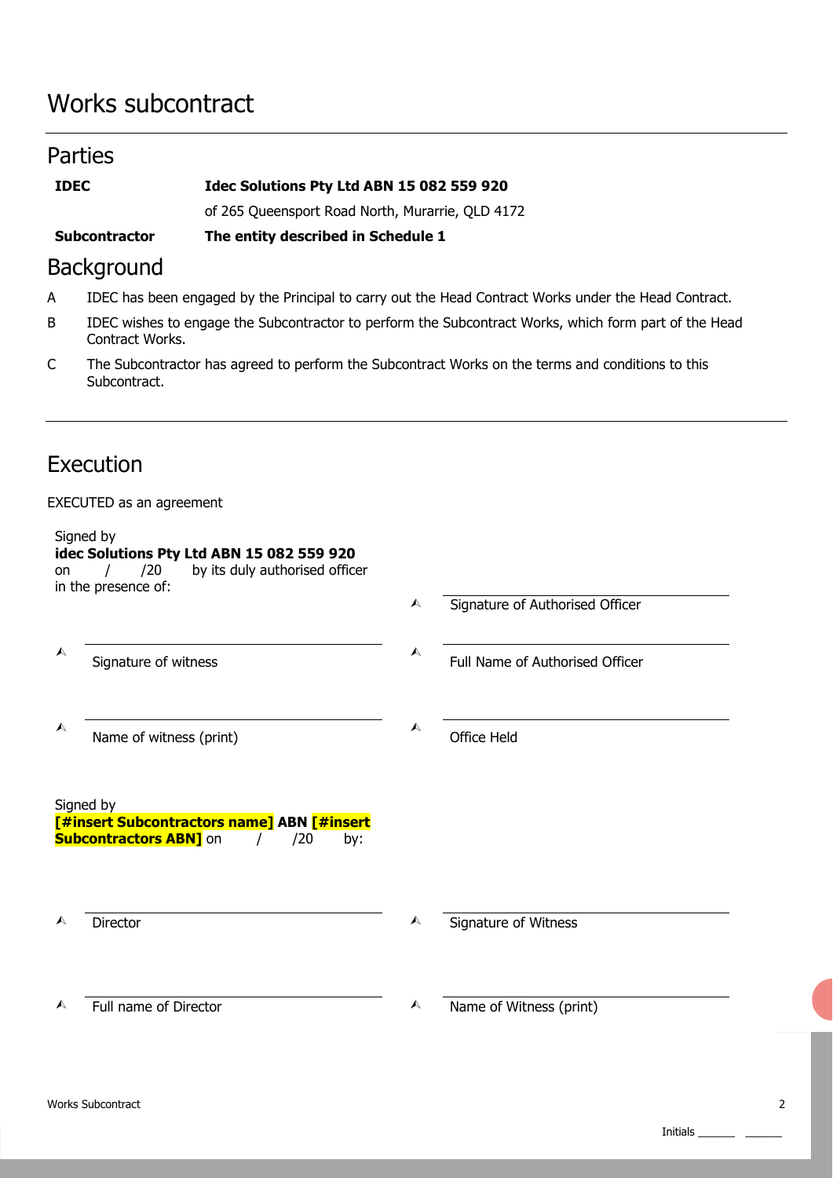# Works subcontract

## Parties

| | |
|---|---|
| **IDEC** | **Idec Solutions Pty Ltd ABN 15 082 559 920** |
| | of 265 Queensport Road North, Murarrie, QLD 4172 |
| **Subcontractor** | **The entity described in Schedule 1** |

## Background

A IDEC has been engaged by the Principal to carry out the Head Contract Works under the Head Contract.

B IDEC wishes to engage the Subcontractor to perform the Subcontract Works, which form part of the Head Contract Works.

C The Subcontractor has agreed to perform the Subcontract Works on the terms and conditions to this Subcontract.

## Execution

EXECUTED as an agreement

Signed by
**idec Solutions Pty Ltd ABN 15 082 559 920**
on / /20 by its duly authorised officer
in the presence of:

| | |
|---|---|
| | Signature of Authorised Officer |
| Signature of witness | Full Name of Authorised Officer |
| Name of witness (print) | Office Held |

Signed by
**[#insert Subcontractors name] ABN [#insert Subcontractors ABN]** on / /20 by:

| | |
|---|---|
| Director | Signature of Witness |
| Full name of Director | Name of Witness (print) |

Initials ______ ______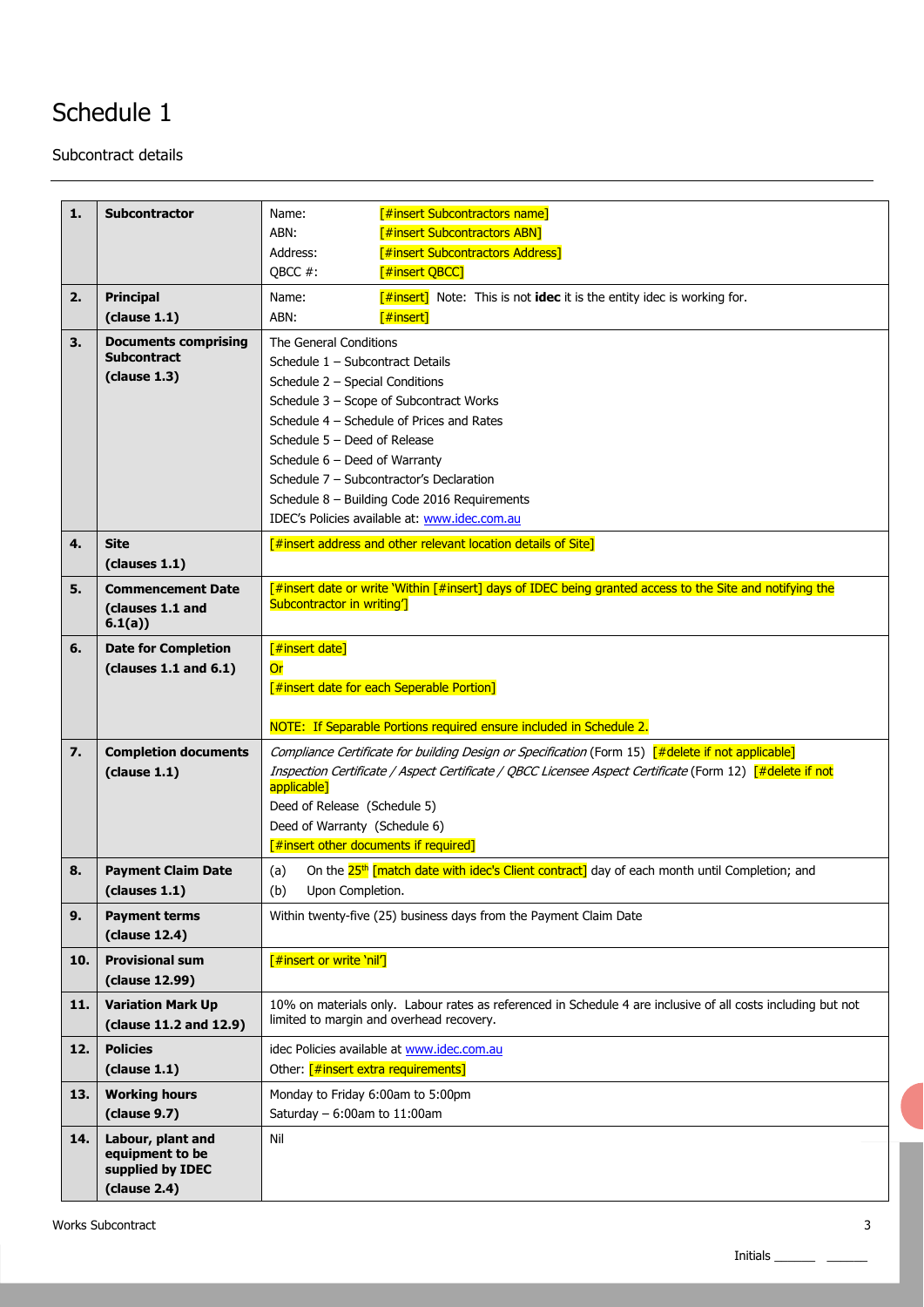# Schedule 1

Subcontract details

| | | |
|---|---|---|
| **1.** | **Subcontractor** | Name: [#insert Subcontractors name]<br>ABN: [#insert Subcontractors ABN]<br>Address: [#insert Subcontractors Address]<br>QBCC #: [#insert QBCC] |
| **2.** | **Principal**<br>**(clause 1.1)** | Name: [#insert] Note: This is not **idec** it is the entity idec is working for.<br>ABN: [#insert] |
| **3.** | **Documents comprising Subcontract**<br>**(clause 1.3)** | The General Conditions<br>Schedule 1 – Subcontract Details<br>Schedule 2 – Special Conditions<br>Schedule 3 – Scope of Subcontract Works<br>Schedule 4 – Schedule of Prices and Rates<br>Schedule 5 – Deed of Release<br>Schedule 6 – Deed of Warranty<br>Schedule 7 – Subcontractor's Declaration<br>Schedule 8 – Building Code 2016 Requirements<br>IDEC's Policies available at: www.idec.com.au |
| **4.** | **Site**<br>**(clauses 1.1)** | [#insert address and other relevant location details of Site] |
| **5.** | **Commencement Date**<br>**(clauses 1.1 and 6.1(a))** | [#insert date or write 'Within [#insert] days of IDEC being granted access to the Site and notifying the Subcontractor in writing'] |
| **6.** | **Date for Completion**<br>**(clauses 1.1 and 6.1)** | [#insert date]<br>Or<br>[#insert date for each Seperable Portion]<br><br>NOTE: If Separable Portions required ensure included in Schedule 2. |
| **7.** | **Completion documents**<br>**(clause 1.1)** | *Compliance Certificate for building Design or Specification* (Form 15) [#delete if not applicable]<br>*Inspection Certificate / Aspect Certificate / QBCC Licensee Aspect Certificate* (Form 12) [#delete if not applicable]<br>Deed of Release (Schedule 5)<br>Deed of Warranty (Schedule 6)<br>[#insert other documents if required] |
| **8.** | **Payment Claim Date**<br>**(clauses 1.1)** | (a) On the 25th [match date with idec's Client contract] day of each month until Completion; and<br>(b) Upon Completion. |
| **9.** | **Payment terms**<br>**(clause 12.4)** | Within twenty-five (25) business days from the Payment Claim Date |
| **10.** | **Provisional sum**<br>**(clause 12.99)** | [#insert or write 'nil'] |
| **11.** | **Variation Mark Up**<br>**(clause 11.2 and 12.9)** | 10% on materials only. Labour rates as referenced in Schedule 4 are inclusive of all costs including but not limited to margin and overhead recovery. |
| **12.** | **Policies**<br>**(clause 1.1)** | idec Policies available at www.idec.com.au<br>Other: [#insert extra requirements] |
| **13.** | **Working hours**<br>**(clause 9.7)** | Monday to Friday 6:00am to 5:00pm<br>Saturday – 6:00am to 11:00am |
| **14.** | **Labour, plant and equipment to be supplied by IDEC**<br>**(clause 2.4)** | Nil |

Initials ______ ______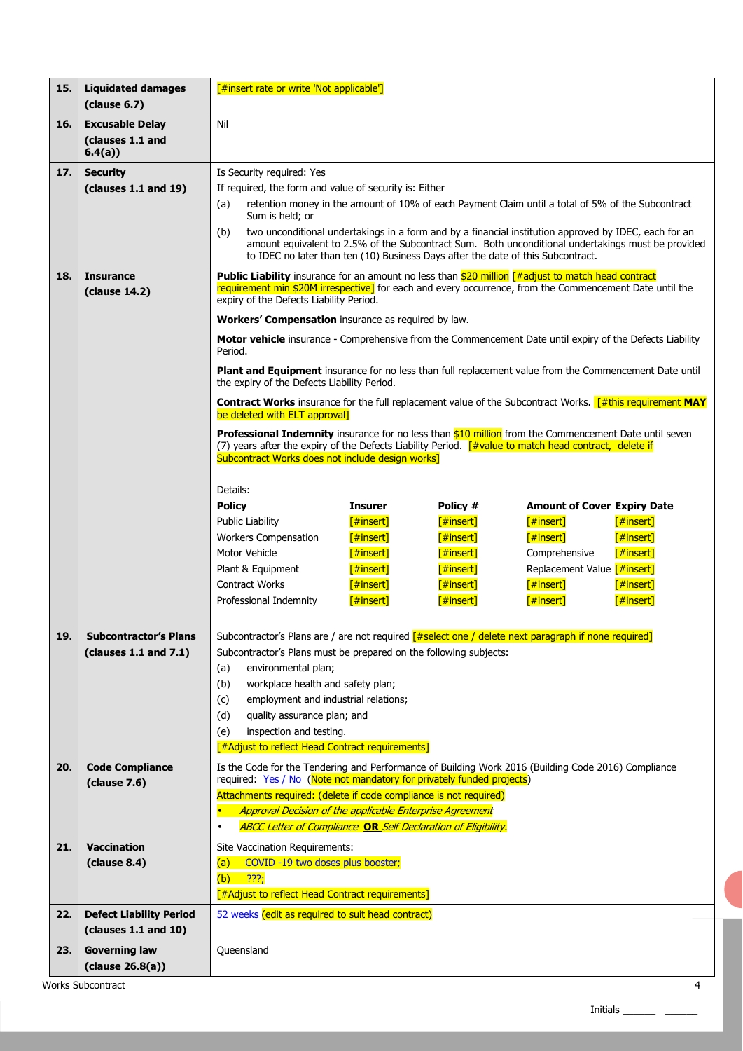| | | |
|---|---|---|
| **15.** | **Liquidated damages (clause 6.7)** | [#insert rate or write 'Not applicable'] |
| **16.** | **Excusable Delay (clauses 1.1 and 6.4(a))** | Nil |
| **17.** | **Security (clauses 1.1 and 19)** | Is Security required: Yes<br>If required, the form and value of security is: Either<br>(a) retention money in the amount of 10% of each Payment Claim until a total of 5% of the Subcontract Sum is held; or<br>(b) two unconditional undertakings in a form and by a financial institution approved by IDEC, each for an amount equivalent to 2.5% of the Subcontract Sum. Both unconditional undertakings must be provided to IDEC no later than ten (10) Business Days after the date of this Subcontract. |
| **18.** | **Insurance (clause 14.2)** | **Public Liability** insurance for an amount no less than $20 million [#adjust to match head contract requirement min $20M irrespective] for each and every occurrence, from the Commencement Date until the expiry of the Defects Liability Period.<br><br>**Workers' Compensation** insurance as required by law.<br><br>**Motor vehicle** insurance - Comprehensive from the Commencement Date until expiry of the Defects Liability Period.<br><br>**Plant and Equipment** insurance for no less than full replacement value from the Commencement Date until the expiry of the Defects Liability Period.<br><br>**Contract Works** insurance for the full replacement value of the Subcontract Works. [#this requirement **MAY** be deleted with ELT approval]<br><br>**Professional Indemnity** insurance for no less than $10 million from the Commencement Date until seven (7) years after the expiry of the Defects Liability Period. [#value to match head contract, delete if Subcontract Works does not include design works]<br><br>Details:<br>**Policy** / **Insurer** / **Policy #** / **Amount of Cover** / **Expiry Date**<br>Public Liability / [#insert] / [#insert] / [#insert] / [#insert]<br>Workers Compensation / [#insert] / [#insert] / [#insert] / [#insert]<br>Motor Vehicle / [#insert] / [#insert] / Comprehensive / [#insert]<br>Plant & Equipment / [#insert] / [#insert] / Replacement Value / [#insert]<br>Contract Works / [#insert] / [#insert] / [#insert] / [#insert]<br>Professional Indemnity / [#insert] / [#insert] / [#insert] / [#insert] |
| **19.** | **Subcontractor's Plans (clauses 1.1 and 7.1)** | Subcontractor's Plans are / are not required [#select one / delete next paragraph if none required]<br>Subcontractor's Plans must be prepared on the following subjects:<br>(a) environmental plan;<br>(b) workplace health and safety plan;<br>(c) employment and industrial relations;<br>(d) quality assurance plan; and<br>(e) inspection and testing.<br>[#Adjust to reflect Head Contract requirements] |
| **20.** | **Code Compliance (clause 7.6)** | Is the Code for the Tendering and Performance of Building Work 2016 (Building Code 2016) Compliance required: Yes / No (Note not mandatory for privately funded projects)<br>Attachments required: (delete if code compliance is not required)<br>• *Approval Decision of the applicable Enterprise Agreement*<br>• *ABCC Letter of Compliance* ***OR*** *Self Declaration of Eligibility.* |
| **21.** | **Vaccination (clause 8.4)** | Site Vaccination Requirements:<br>(a) COVID -19 two doses plus booster;<br>(b) ???;<br>[#Adjust to reflect Head Contract requirements] |
| **22.** | **Defect Liability Period (clauses 1.1 and 10)** | 52 weeks (edit as required to suit head contract) |
| **23.** | **Governing law (clause 26.8(a))** | Queensland |

Initials ______ ______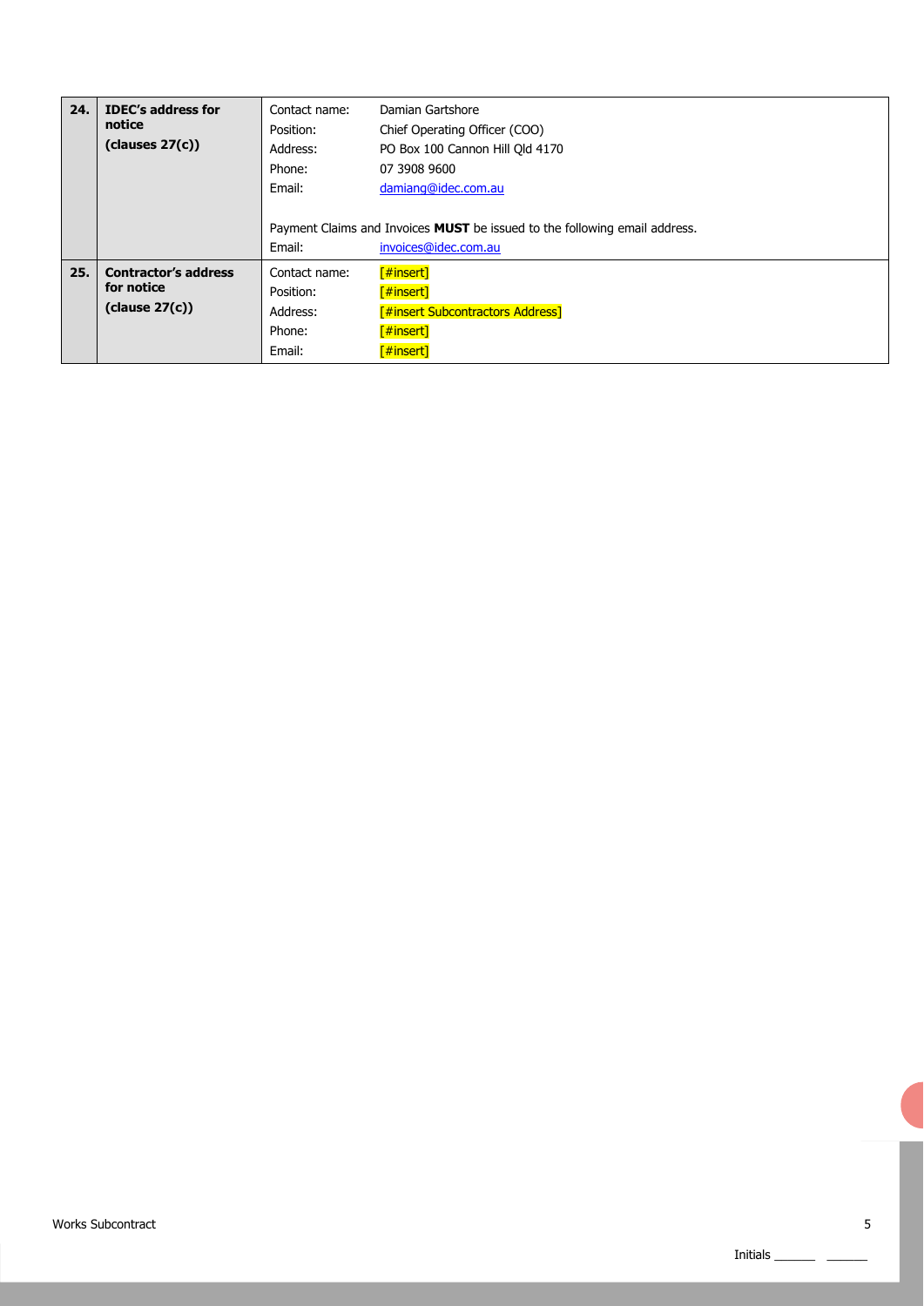| | | | |
|---|---|---|---|
| **24.** | **IDEC's address for notice (clauses 27(c))** | Contact name: | Damian Gartshore |
| | | Position: | Chief Operating Officer (COO) |
| | | Address: | PO Box 100 Cannon Hill Qld 4170 |
| | | Phone: | 07 3908 9600 |
| | | Email: | damiang@idec.com.au |
| | | Payment Claims and Invoices **MUST** be issued to the following email address. | |
| | | Email: | invoices@idec.com.au |
| **25.** | **Contractor's address for notice (clause 27(c))** | Contact name: | [#insert] |
| | | Position: | [#insert] |
| | | Address: | [#insert Subcontractors Address] |
| | | Phone: | [#insert] |
| | | Email: | [#insert] |

Initials ______ ______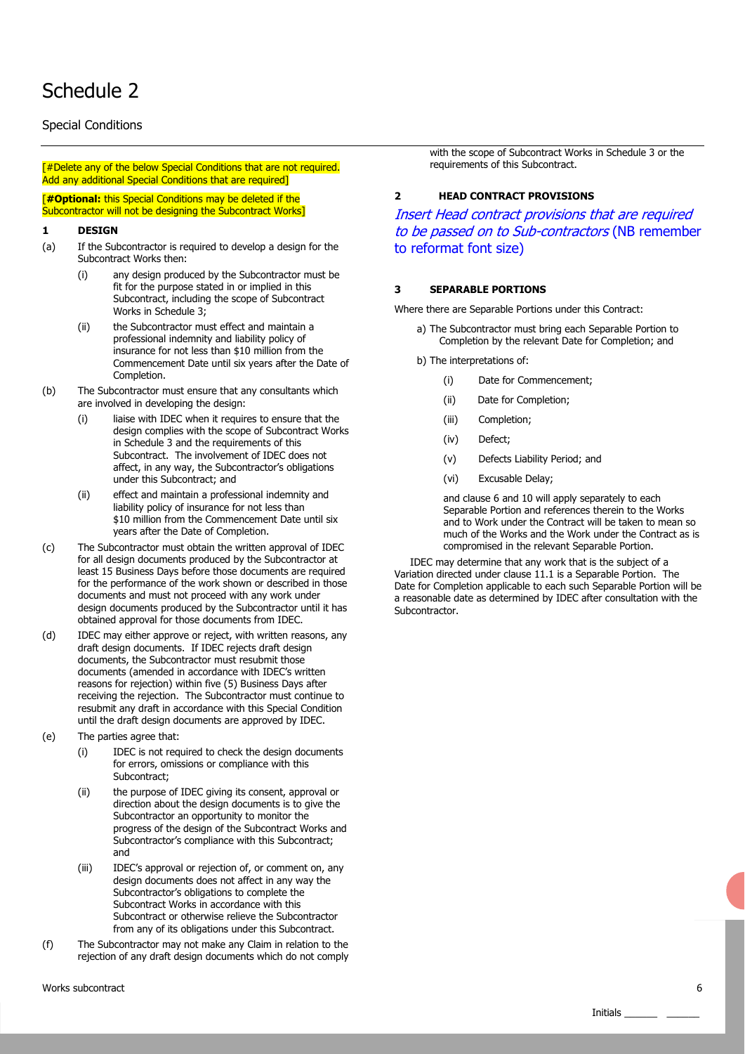# Schedule 2

Special Conditions

[#Delete any of the below Special Conditions that are not required. Add any additional Special Conditions that are required]

[**#Optional:** this Special Conditions may be deleted if the Subcontractor will not be designing the Subcontract Works]

**1 DESIGN**

(a) If the Subcontractor is required to develop a design for the Subcontract Works then:

- (i) any design produced by the Subcontractor must be fit for the purpose stated in or implied in this Subcontract, including the scope of Subcontract Works in Schedule 3;
- (ii) the Subcontractor must effect and maintain a professional indemnity and liability policy of insurance for not less than $10 million from the Commencement Date until six years after the Date of Completion.

(b) The Subcontractor must ensure that any consultants which are involved in developing the design:

- (i) liaise with IDEC when it requires to ensure that the design complies with the scope of Subcontract Works in Schedule 3 and the requirements of this Subcontract. The involvement of IDEC does not affect, in any way, the Subcontractor's obligations under this Subcontract; and
- (ii) effect and maintain a professional indemnity and liability policy of insurance for not less than $10 million from the Commencement Date until six years after the Date of Completion.

(c) The Subcontractor must obtain the written approval of IDEC for all design documents produced by the Subcontractor at least 15 Business Days before those documents are required for the performance of the work shown or described in those documents and must not proceed with any work under design documents produced by the Subcontractor until it has obtained approval for those documents from IDEC.

(d) IDEC may either approve or reject, with written reasons, any draft design documents. If IDEC rejects draft design documents, the Subcontractor must resubmit those documents (amended in accordance with IDEC's written reasons for rejection) within five (5) Business Days after receiving the rejection. The Subcontractor must continue to resubmit any draft in accordance with this Special Condition until the draft design documents are approved by IDEC.

(e) The parties agree that:

- (i) IDEC is not required to check the design documents for errors, omissions or compliance with this Subcontract;
- (ii) the purpose of IDEC giving its consent, approval or direction about the design documents is to give the Subcontractor an opportunity to monitor the progress of the design of the Subcontract Works and Subcontractor's compliance with this Subcontract; and
- (iii) IDEC's approval or rejection of, or comment on, any design documents does not affect in any way the Subcontractor's obligations to complete the Subcontract Works in accordance with this Subcontract or otherwise relieve the Subcontractor from any of its obligations under this Subcontract.

(f) The Subcontractor may not make any Claim in relation to the rejection of any draft design documents which do not comply with the scope of Subcontract Works in Schedule 3 or the requirements of this Subcontract.

**2 HEAD CONTRACT PROVISIONS**

*Insert Head contract provisions that are required to be passed on to Sub-contractors* (NB remember to reformat font size)

**3 SEPARABLE PORTIONS**

Where there are Separable Portions under this Contract:

a) The Subcontractor must bring each Separable Portion to Completion by the relevant Date for Completion; and

b) The interpretations of:

- (i) Date for Commencement;
- (ii) Date for Completion;
- (iii) Completion;
- (iv) Defect;
- (v) Defects Liability Period; and
- (vi) Excusable Delay;

and clause 6 and 10 will apply separately to each Separable Portion and references therein to the Works and to Work under the Contract will be taken to mean so much of the Works and the Work under the Contract as is compromised in the relevant Separable Portion.

IDEC may determine that any work that is the subject of a Variation directed under clause 11.1 is a Separable Portion. The Date for Completion applicable to each such Separable Portion will be a reasonable date as determined by IDEC after consultation with the Subcontractor.

Initials ______ ______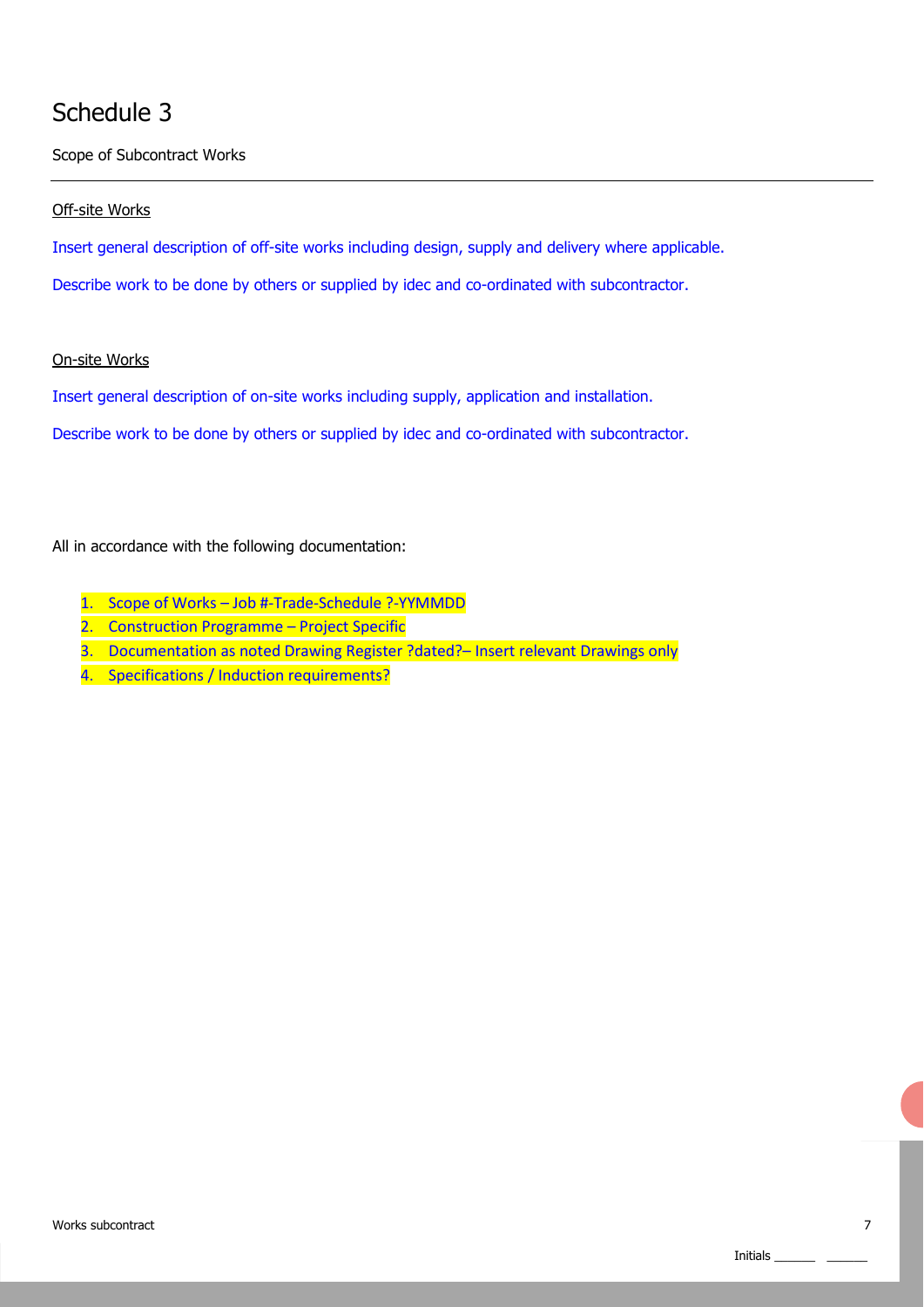# Schedule 3

Scope of Subcontract Works

---

Off-site Works

Insert general description of off-site works including design, supply and delivery where applicable.

Describe work to be done by others or supplied by idec and co-ordinated with subcontractor.

On-site Works

Insert general description of on-site works including supply, application and installation.

Describe work to be done by others or supplied by idec and co-ordinated with subcontractor.

All in accordance with the following documentation:

1. Scope of Works – Job #-Trade-Schedule ?-YYMMDD
2. Construction Programme – Project Specific
3. Documentation as noted Drawing Register ?dated?– Insert relevant Drawings only
4. Specifications / Induction requirements?

Initials ______ ______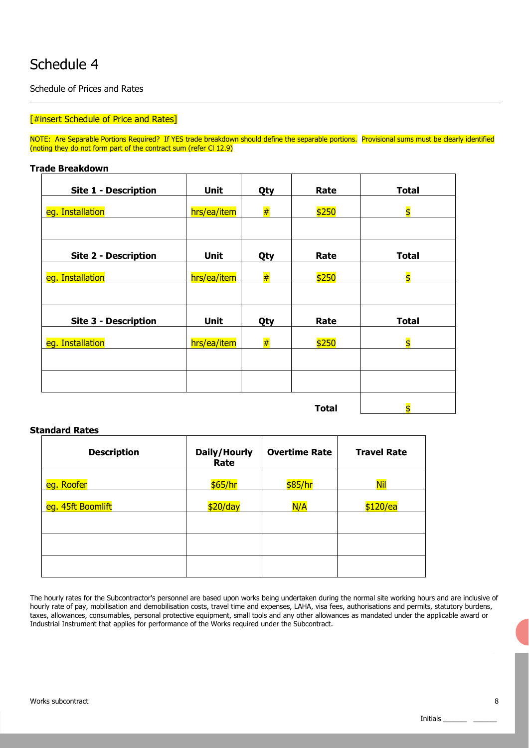# Schedule 4

Schedule of Prices and Rates

[#insert Schedule of Price and Rates]

NOTE: Are Separable Portions Required? If YES trade breakdown should define the separable portions. Provisional sums must be clearly identified (noting they do not form part of the contract sum (refer Cl 12.9)

**Trade Breakdown**

| Site 1 - Description | Unit | Qty | Rate | Total |
|---|---|---|---|---|
| eg. Installation | hrs/ea/item | # | $250 | $ |
| | | | | |
| **Site 2 - Description** | **Unit** | **Qty** | **Rate** | **Total** |
| eg. Installation | hrs/ea/item | # | $250 | $ |
| | | | | |
| **Site 3 - Description** | **Unit** | **Qty** | **Rate** | **Total** |
| eg. Installation | hrs/ea/item | # | $250 | $ |
| | | | | |
| | | | | |
| | | | **Total** | $ |

**Standard Rates**

| Description | Daily/Hourly Rate | Overtime Rate | Travel Rate |
|---|---|---|---|
| eg. Roofer | $65/hr | $85/hr | Nil |
| eg. 45ft Boomlift | $20/day | N/A | $120/ea |
| | | | |
| | | | |
| | | | |

The hourly rates for the Subcontractor's personnel are based upon works being undertaken during the normal site working hours and are inclusive of hourly rate of pay, mobilisation and demobilisation costs, travel time and expenses, LAHA, visa fees, authorisations and permits, statutory burdens, taxes, allowances, consumables, personal protective equipment, small tools and any other allowances as mandated under the applicable award or Industrial Instrument that applies for performance of the Works required under the Subcontract.

Initials ______ ______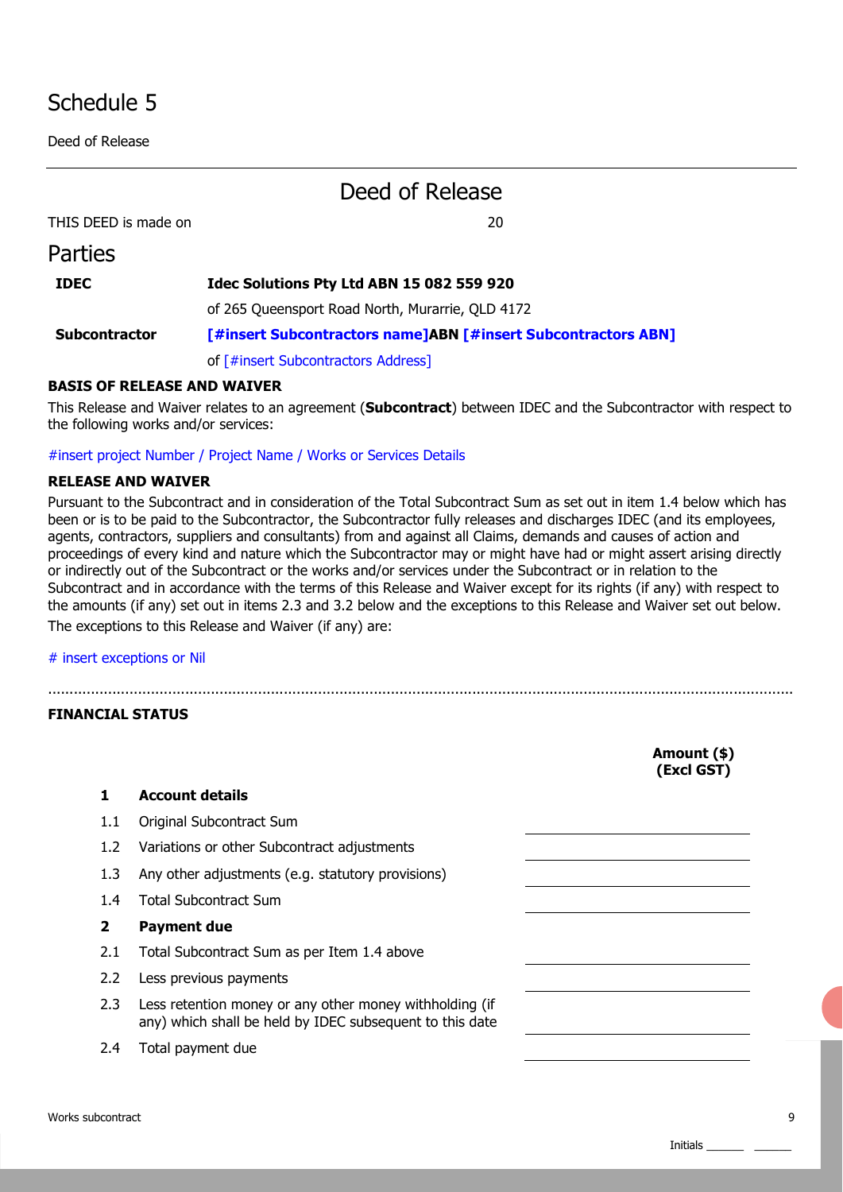# Schedule 5

Deed of Release

---

## Deed of Release

THIS DEED is made on 20

## Parties

| | |
|---|---|
| **IDEC** | **Idec Solutions Pty Ltd ABN 15 082 559 920** |
| | of 265 Queensport Road North, Murarrie, QLD 4172 |
| **Subcontractor** | **[#insert Subcontractors name]ABN [#insert Subcontractors ABN]** |
| | of [#insert Subcontractors Address] |

**BASIS OF RELEASE AND WAIVER**

This Release and Waiver relates to an agreement (**Subcontract**) between IDEC and the Subcontractor with respect to the following works and/or services:

#insert project Number / Project Name / Works or Services Details

**RELEASE AND WAIVER**

Pursuant to the Subcontract and in consideration of the Total Subcontract Sum as set out in item 1.4 below which has been or is to be paid to the Subcontractor, the Subcontractor fully releases and discharges IDEC (and its employees, agents, contractors, suppliers and consultants) from and against all Claims, demands and causes of action and proceedings of every kind and nature which the Subcontractor may or might have had or might assert arising directly or indirectly out of the Subcontract or the works and/or services under the Subcontract or in relation to the Subcontract and in accordance with the terms of this Release and Waiver except for its rights (if any) with respect to the amounts (if any) set out in items 2.3 and 3.2 below and the exceptions to this Release and Waiver set out below.

The exceptions to this Release and Waiver (if any) are:

# insert exceptions or Nil

.................................................................................................................................................................

**FINANCIAL STATUS**

| | | Amount ($) (Excl GST) |
|---|---|---|
| **1** | **Account details** | |
| 1.1 | Original Subcontract Sum | |
| 1.2 | Variations or other Subcontract adjustments | |
| 1.3 | Any other adjustments (e.g. statutory provisions) | |
| 1.4 | Total Subcontract Sum | |
| **2** | **Payment due** | |
| 2.1 | Total Subcontract Sum as per Item 1.4 above | |
| 2.2 | Less previous payments | |
| 2.3 | Less retention money or any other money withholding (if any) which shall be held by IDEC subsequent to this date | |
| 2.4 | Total payment due | |

Initials ______ ______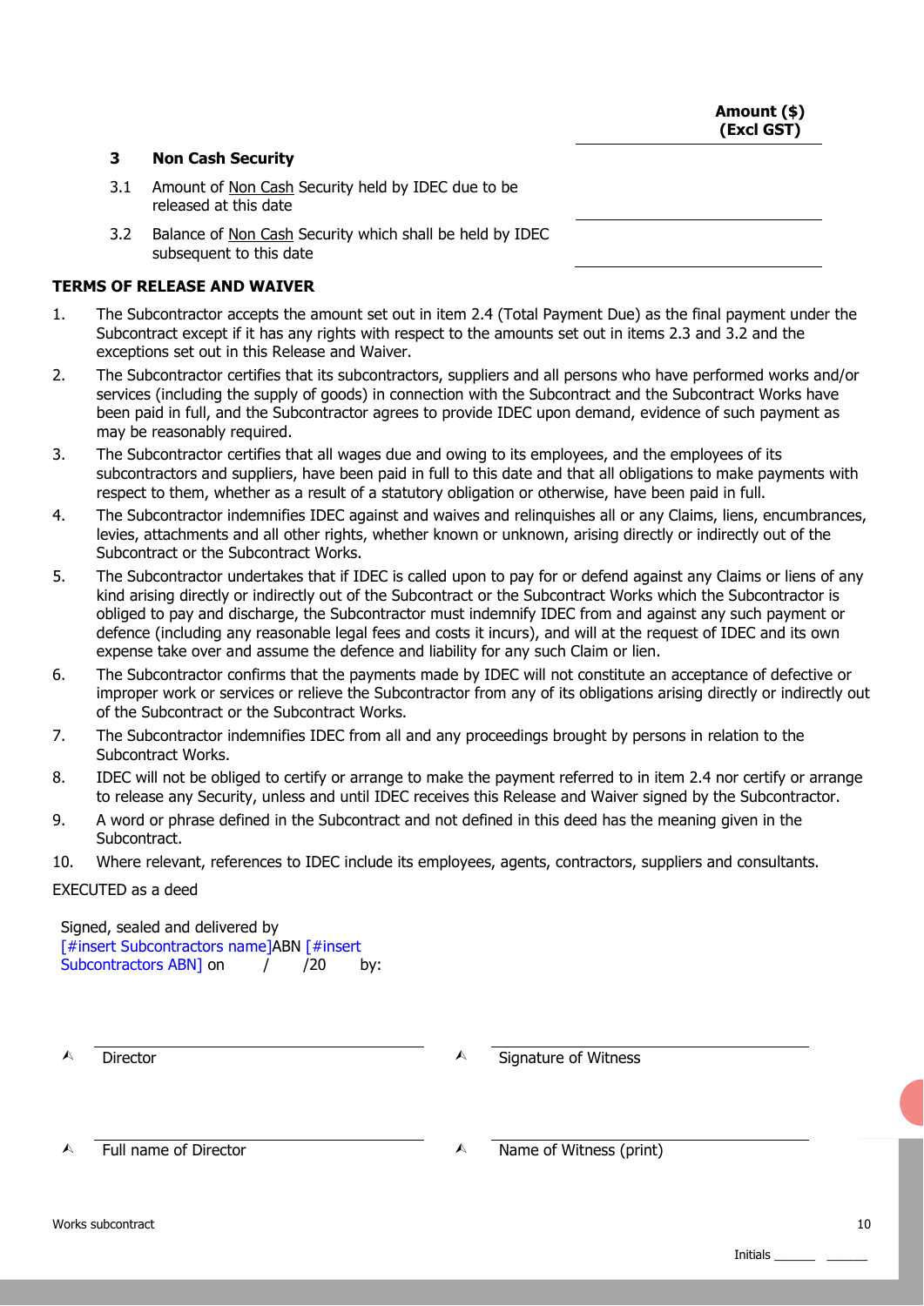| | Amount ($) (Excl GST) |
|---|---|
| **3 Non Cash Security** | |
| 3.1 Amount of Non Cash Security held by IDEC due to be released at this date | |
| 3.2 Balance of Non Cash Security which shall be held by IDEC subsequent to this date | |

**TERMS OF RELEASE AND WAIVER**

1. The Subcontractor accepts the amount set out in item 2.4 (Total Payment Due) as the final payment under the Subcontract except if it has any rights with respect to the amounts set out in items 2.3 and 3.2 and the exceptions set out in this Release and Waiver.
2. The Subcontractor certifies that its subcontractors, suppliers and all persons who have performed works and/or services (including the supply of goods) in connection with the Subcontract and the Subcontract Works have been paid in full, and the Subcontractor agrees to provide IDEC upon demand, evidence of such payment as may be reasonably required.
3. The Subcontractor certifies that all wages due and owing to its employees, and the employees of its subcontractors and suppliers, have been paid in full to this date and that all obligations to make payments with respect to them, whether as a result of a statutory obligation or otherwise, have been paid in full.
4. The Subcontractor indemnifies IDEC against and waives and relinquishes all or any Claims, liens, encumbrances, levies, attachments and all other rights, whether known or unknown, arising directly or indirectly out of the Subcontract or the Subcontract Works.
5. The Subcontractor undertakes that if IDEC is called upon to pay for or defend against any Claims or liens of any kind arising directly or indirectly out of the Subcontract or the Subcontract Works which the Subcontractor is obliged to pay and discharge, the Subcontractor must indemnify IDEC from and against any such payment or defence (including any reasonable legal fees and costs it incurs), and will at the request of IDEC and its own expense take over and assume the defence and liability for any such Claim or lien.
6. The Subcontractor confirms that the payments made by IDEC will not constitute an acceptance of defective or improper work or services or relieve the Subcontractor from any of its obligations arising directly or indirectly out of the Subcontract or the Subcontract Works.
7. The Subcontractor indemnifies IDEC from all and any proceedings brought by persons in relation to the Subcontract Works.
8. IDEC will not be obliged to certify or arrange to make the payment referred to in item 2.4 nor certify or arrange to release any Security, unless and until IDEC receives this Release and Waiver signed by the Subcontractor.
9. A word or phrase defined in the Subcontract and not defined in this deed has the meaning given in the Subcontract.
10. Where relevant, references to IDEC include its employees, agents, contractors, suppliers and consultants.

EXECUTED as a deed

Signed, sealed and delivered by [#insert Subcontractors name]ABN [#insert Subcontractors ABN] on / /20 by:

| | |
|---|---|
| Director | Signature of Witness |
| Full name of Director | Name of Witness (print) |

Initials ______ ______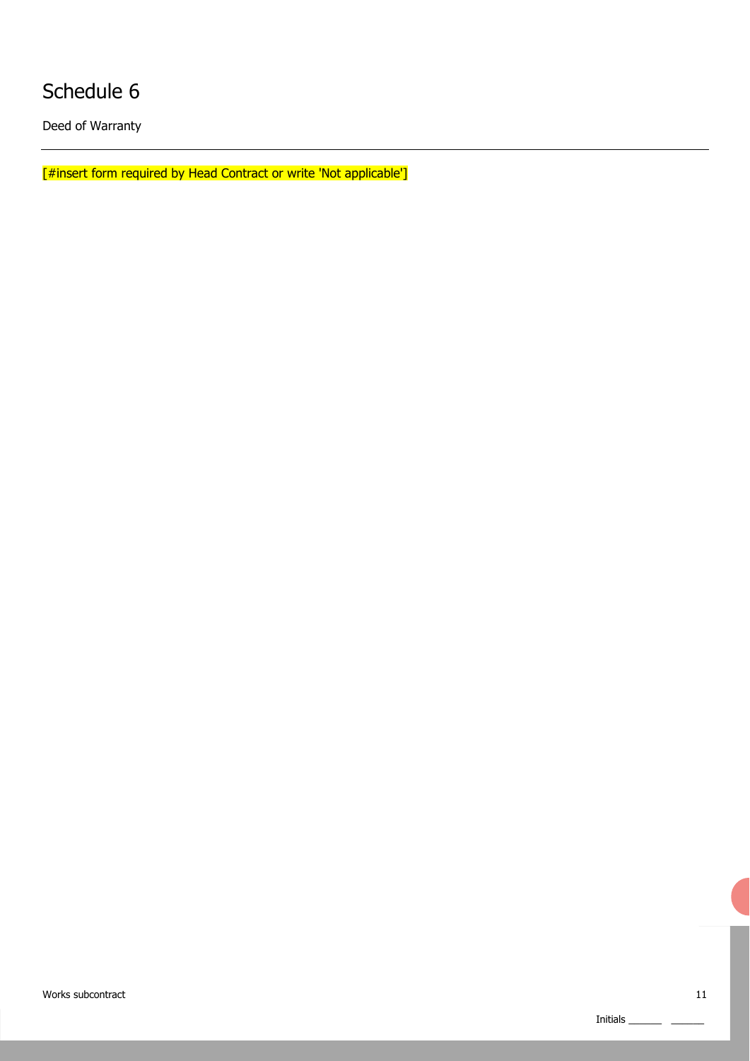# Schedule 6

Deed of Warranty

---

[#insert form required by Head Contract or write 'Not applicable']

Initials ______ ______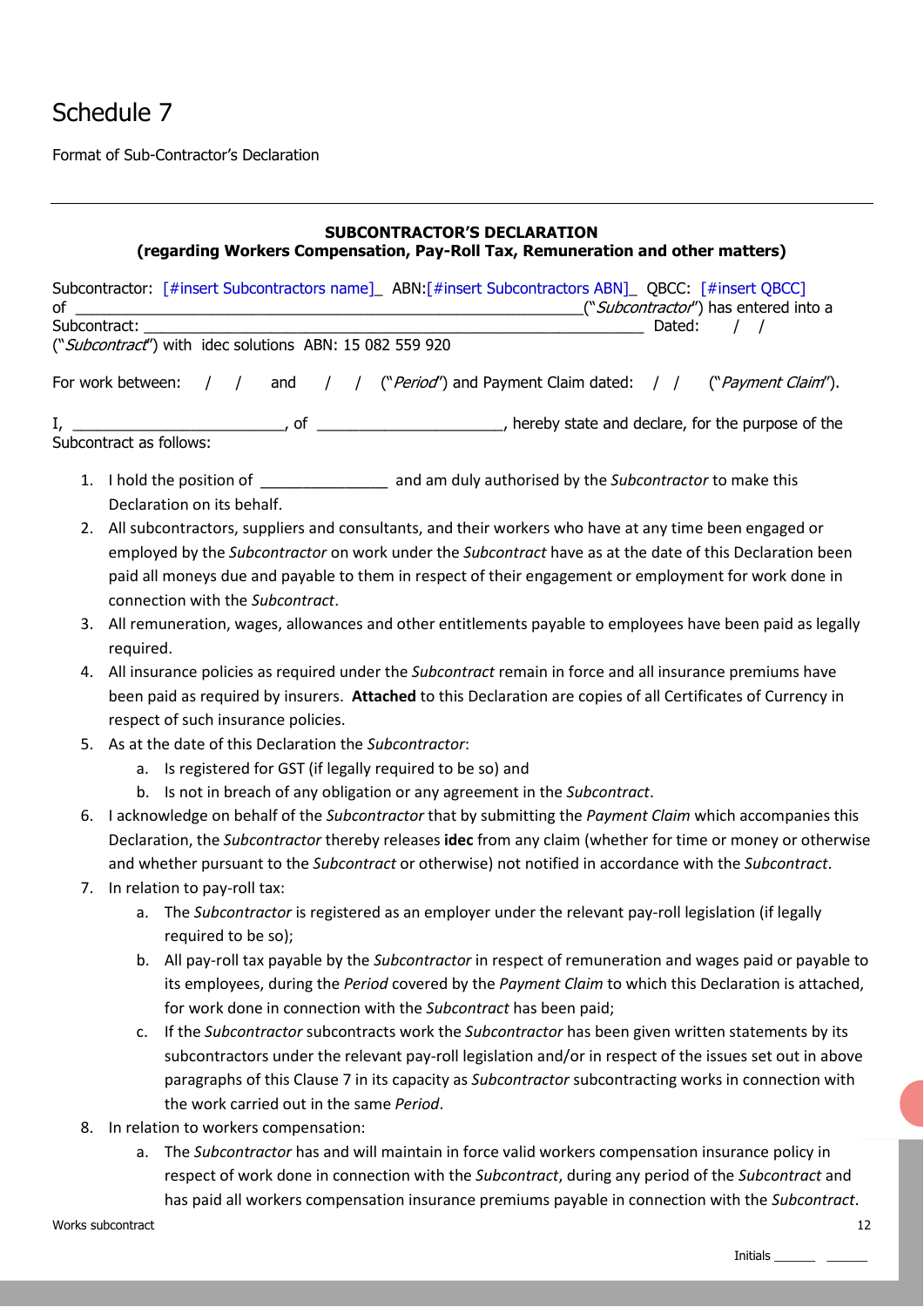# Schedule 7

Format of Sub-Contractor's Declaration

---

**SUBCONTRACTOR'S DECLARATION**
**(regarding Workers Compensation, Pay-Roll Tax, Remuneration and other matters)**

Subcontractor: [#insert Subcontractors name]_ ABN:[#insert Subcontractors ABN]_ QBCC: [#insert QBCC]
of ____________________________________________________________("*Subcontractor*") has entered into a
Subcontract: ___________________________________________________________ Dated: / /
("*Subcontract*") with idec solutions ABN: 15 082 559 920

For work between: / / and / / ("*Period*") and Payment Claim dated: / / ("*Payment Claim*").

I, __________________________, of ______________________, hereby state and declare, for the purpose of the Subcontract as follows:

1. I hold the position of _______________ and am duly authorised by the *Subcontractor* to make this Declaration on its behalf.
2. All subcontractors, suppliers and consultants, and their workers who have at any time been engaged or employed by the *Subcontractor* on work under the *Subcontract* have as at the date of this Declaration been paid all moneys due and payable to them in respect of their engagement or employment for work done in connection with the *Subcontract*.
3. All remuneration, wages, allowances and other entitlements payable to employees have been paid as legally required.
4. All insurance policies as required under the *Subcontract* remain in force and all insurance premiums have been paid as required by insurers. **Attached** to this Declaration are copies of all Certificates of Currency in respect of such insurance policies.
5. As at the date of this Declaration the *Subcontractor*:
   a. Is registered for GST (if legally required to be so) and
   b. Is not in breach of any obligation or any agreement in the *Subcontract*.
6. I acknowledge on behalf of the *Subcontractor* that by submitting the *Payment Claim* which accompanies this Declaration, the *Subcontractor* thereby releases **idec** from any claim (whether for time or money or otherwise and whether pursuant to the *Subcontract* or otherwise) not notified in accordance with the *Subcontract*.
7. In relation to pay-roll tax:
   a. The *Subcontractor* is registered as an employer under the relevant pay-roll legislation (if legally required to be so);
   b. All pay-roll tax payable by the *Subcontractor* in respect of remuneration and wages paid or payable to its employees, during the *Period* covered by the *Payment Claim* to which this Declaration is attached, for work done in connection with the *Subcontract* has been paid;
   c. If the *Subcontractor* subcontracts work the *Subcontractor* has been given written statements by its subcontractors under the relevant pay-roll legislation and/or in respect of the issues set out in above paragraphs of this Clause 7 in its capacity as *Subcontractor* subcontracting works in connection with the work carried out in the same *Period*.
8. In relation to workers compensation:
   a. The *Subcontractor* has and will maintain in force valid workers compensation insurance policy in respect of work done in connection with the *Subcontract*, during any period of the *Subcontract* and has paid all workers compensation insurance premiums payable in connection with the *Subcontract*.

Initials ______ ______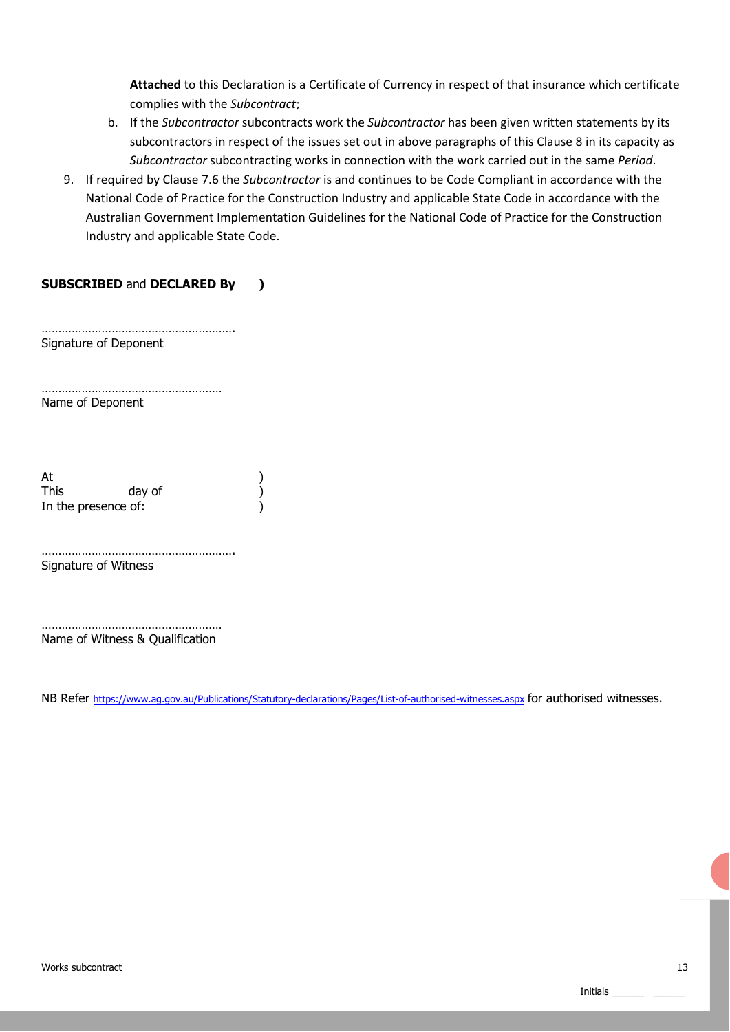**Attached** to this Declaration is a Certificate of Currency in respect of that insurance which certificate complies with the *Subcontract*;

b. If the *Subcontractor* subcontracts work the *Subcontractor* has been given written statements by its subcontractors in respect of the issues set out in above paragraphs of this Clause 8 in its capacity as *Subcontractor* subcontracting works in connection with the work carried out in the same *Period*.

9. If required by Clause 7.6 the *Subcontractor* is and continues to be Code Compliant in accordance with the National Code of Practice for the Construction Industry and applicable State Code in accordance with the Australian Government Implementation Guidelines for the National Code of Practice for the Construction Industry and applicable State Code.

**SUBSCRIBED** and **DECLARED By** )

…………………………………………………….

Signature of Deponent

…………………………………………………

Name of Deponent

At )
This day of )
In the presence of: )

…………………………………………………….

Signature of Witness

…………………………………………………

Name of Witness & Qualification

NB Refer https://www.ag.gov.au/Publications/Statutory-declarations/Pages/List-of-authorised-witnesses.aspx for authorised witnesses.

Initials ______ ______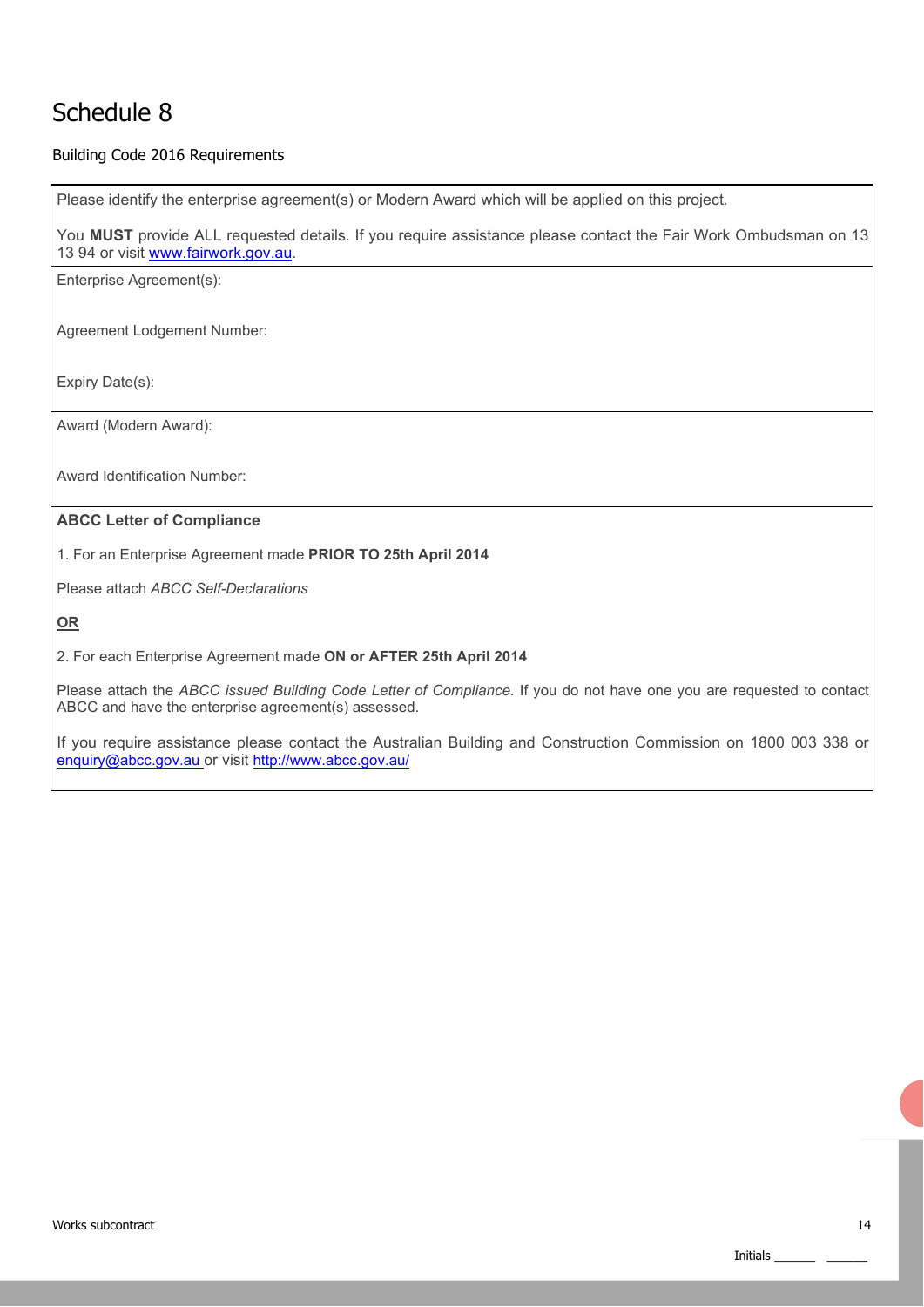# Schedule 8

Building Code 2016 Requirements

Please identify the enterprise agreement(s) or Modern Award which will be applied on this project.

You **MUST** provide ALL requested details. If you require assistance please contact the Fair Work Ombudsman on 13 13 94 or visit www.fairwork.gov.au.

Enterprise Agreement(s):

Agreement Lodgement Number:

Expiry Date(s):

Award (Modern Award):

Award Identification Number:

**ABCC Letter of Compliance**

1. For an Enterprise Agreement made **PRIOR TO 25th April 2014**

Please attach *ABCC Self-Declarations*

**OR**

2. For each Enterprise Agreement made **ON or AFTER 25th April 2014**

Please attach the *ABCC issued Building Code Letter of Compliance*. If you do not have one you are requested to contact ABCC and have the enterprise agreement(s) assessed.

If you require assistance please contact the Australian Building and Construction Commission on 1800 003 338 or enquiry@abcc.gov.au or visit http://www.abcc.gov.au/

Initials ______ ______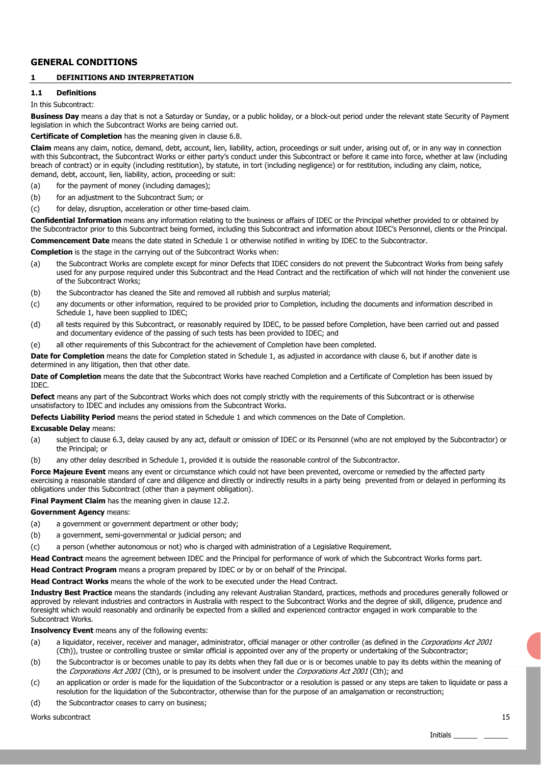# GENERAL CONDITIONS

## 1 DEFINITIONS AND INTERPRETATION

### 1.1 Definitions

In this Subcontract:

**Business Day** means a day that is not a Saturday or Sunday, or a public holiday, or a block-out period under the relevant state Security of Payment legislation in which the Subcontract Works are being carried out.

**Certificate of Completion** has the meaning given in clause 6.8.

**Claim** means any claim, notice, demand, debt, account, lien, liability, action, proceedings or suit under, arising out of, or in any way in connection with this Subcontract, the Subcontract Works or either party's conduct under this Subcontract or before it came into force, whether at law (including breach of contract) or in equity (including restitution), by statute, in tort (including negligence) or for restitution, including any claim, notice, demand, debt, account, lien, liability, action, proceeding or suit:

(a) for the payment of money (including damages);

(b) for an adjustment to the Subcontract Sum; or

(c) for delay, disruption, acceleration or other time-based claim.

**Confidential Information** means any information relating to the business or affairs of IDEC or the Principal whether provided to or obtained by the Subcontractor prior to this Subcontract being formed, including this Subcontract and information about IDEC's Personnel, clients or the Principal.

**Commencement Date** means the date stated in Schedule 1 or otherwise notified in writing by IDEC to the Subcontractor.

**Completion** is the stage in the carrying out of the Subcontract Works when:

(a) the Subcontract Works are complete except for minor Defects that IDEC considers do not prevent the Subcontract Works from being safely used for any purpose required under this Subcontract and the Head Contract and the rectification of which will not hinder the convenient use of the Subcontract Works;

(b) the Subcontractor has cleaned the Site and removed all rubbish and surplus material;

(c) any documents or other information, required to be provided prior to Completion, including the documents and information described in Schedule 1, have been supplied to IDEC;

(d) all tests required by this Subcontract, or reasonably required by IDEC, to be passed before Completion, have been carried out and passed and documentary evidence of the passing of such tests has been provided to IDEC; and

(e) all other requirements of this Subcontract for the achievement of Completion have been completed.

**Date for Completion** means the date for Completion stated in Schedule 1, as adjusted in accordance with clause 6, but if another date is determined in any litigation, then that other date.

**Date of Completion** means the date that the Subcontract Works have reached Completion and a Certificate of Completion has been issued by IDEC.

**Defect** means any part of the Subcontract Works which does not comply strictly with the requirements of this Subcontract or is otherwise unsatisfactory to IDEC and includes any omissions from the Subcontract Works.

**Defects Liability Period** means the period stated in Schedule 1 and which commences on the Date of Completion.

**Excusable Delay** means:

(a) subject to clause 6.3, delay caused by any act, default or omission of IDEC or its Personnel (who are not employed by the Subcontractor) or the Principal; or

(b) any other delay described in Schedule 1, provided it is outside the reasonable control of the Subcontractor.

**Force Majeure Event** means any event or circumstance which could not have been prevented, overcome or remedied by the affected party exercising a reasonable standard of care and diligence and directly or indirectly results in a party being prevented from or delayed in performing its obligations under this Subcontract (other than a payment obligation).

**Final Payment Claim** has the meaning given in clause 12.2.

**Government Agency** means:

(a) a government or government department or other body;

(b) a government, semi-governmental or judicial person; and

(c) a person (whether autonomous or not) who is charged with administration of a Legislative Requirement.

**Head Contract** means the agreement between IDEC and the Principal for performance of work of which the Subcontract Works forms part.

**Head Contract Program** means a program prepared by IDEC or by or on behalf of the Principal.

**Head Contract Works** means the whole of the work to be executed under the Head Contract.

**Industry Best Practice** means the standards (including any relevant Australian Standard, practices, methods and procedures generally followed or approved by relevant industries and contractors in Australia with respect to the Subcontract Works and the degree of skill, diligence, prudence and foresight which would reasonably and ordinarily be expected from a skilled and experienced contractor engaged in work comparable to the Subcontract Works.

**Insolvency Event** means any of the following events:

(a) a liquidator, receiver, receiver and manager, administrator, official manager or other controller (as defined in the *Corporations Act 2001* (Cth)), trustee or controlling trustee or similar official is appointed over any of the property or undertaking of the Subcontractor;

(b) the Subcontractor is or becomes unable to pay its debts when they fall due or is or becomes unable to pay its debts within the meaning of the *Corporations Act 2001* (Cth), or is presumed to be insolvent under the *Corporations Act 2001* (Cth); and

(c) an application or order is made for the liquidation of the Subcontractor or a resolution is passed or any steps are taken to liquidate or pass a resolution for the liquidation of the Subcontractor, otherwise than for the purpose of an amalgamation or reconstruction;

(d) the Subcontractor ceases to carry on business;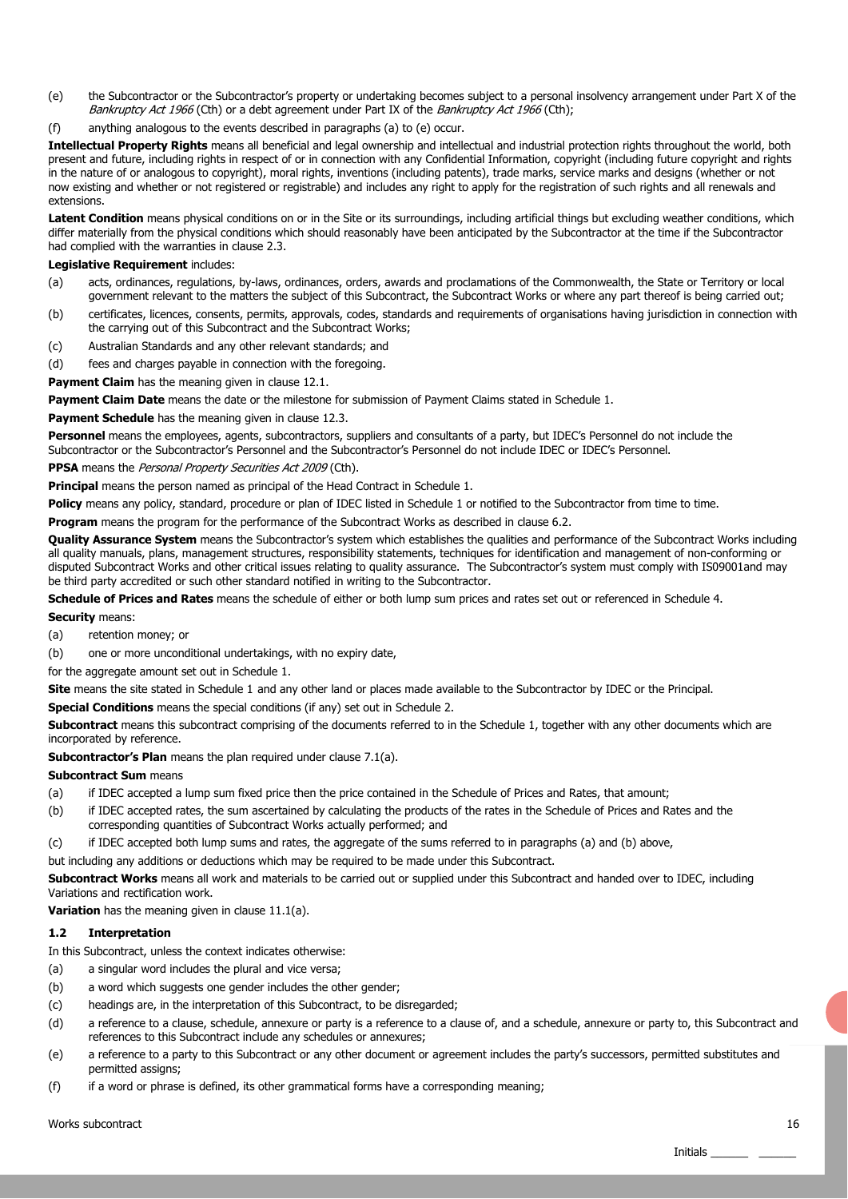(e) the Subcontractor or the Subcontractor's property or undertaking becomes subject to a personal insolvency arrangement under Part X of the *Bankruptcy Act 1966* (Cth) or a debt agreement under Part IX of the *Bankruptcy Act 1966* (Cth);

(f) anything analogous to the events described in paragraphs (a) to (e) occur.

**Intellectual Property Rights** means all beneficial and legal ownership and intellectual and industrial protection rights throughout the world, both present and future, including rights in respect of or in connection with any Confidential Information, copyright (including future copyright and rights in the nature of or analogous to copyright), moral rights, inventions (including patents), trade marks, service marks and designs (whether or not now existing and whether or not registered or registrable) and includes any right to apply for the registration of such rights and all renewals and extensions.

**Latent Condition** means physical conditions on or in the Site or its surroundings, including artificial things but excluding weather conditions, which differ materially from the physical conditions which should reasonably have been anticipated by the Subcontractor at the time if the Subcontractor had complied with the warranties in clause 2.3.

**Legislative Requirement** includes:

(a) acts, ordinances, regulations, by-laws, ordinances, orders, awards and proclamations of the Commonwealth, the State or Territory or local government relevant to the matters the subject of this Subcontract, the Subcontract Works or where any part thereof is being carried out;

(b) certificates, licences, consents, permits, approvals, codes, standards and requirements of organisations having jurisdiction in connection with the carrying out of this Subcontract and the Subcontract Works;

(c) Australian Standards and any other relevant standards; and

(d) fees and charges payable in connection with the foregoing.

**Payment Claim** has the meaning given in clause 12.1.

**Payment Claim Date** means the date or the milestone for submission of Payment Claims stated in Schedule 1.

**Payment Schedule** has the meaning given in clause 12.3.

**Personnel** means the employees, agents, subcontractors, suppliers and consultants of a party, but IDEC's Personnel do not include the Subcontractor or the Subcontractor's Personnel and the Subcontractor's Personnel do not include IDEC or IDEC's Personnel.

**PPSA** means the *Personal Property Securities Act 2009* (Cth).

**Principal** means the person named as principal of the Head Contract in Schedule 1.

**Policy** means any policy, standard, procedure or plan of IDEC listed in Schedule 1 or notified to the Subcontractor from time to time.

**Program** means the program for the performance of the Subcontract Works as described in clause 6.2.

**Quality Assurance System** means the Subcontractor's system which establishes the qualities and performance of the Subcontract Works including all quality manuals, plans, management structures, responsibility statements, techniques for identification and management of non-conforming or disputed Subcontract Works and other critical issues relating to quality assurance. The Subcontractor's system must comply with IS09001and may be third party accredited or such other standard notified in writing to the Subcontractor.

**Schedule of Prices and Rates** means the schedule of either or both lump sum prices and rates set out or referenced in Schedule 4.

**Security** means:

(a) retention money; or

(b) one or more unconditional undertakings, with no expiry date,

for the aggregate amount set out in Schedule 1.

**Site** means the site stated in Schedule 1 and any other land or places made available to the Subcontractor by IDEC or the Principal.

**Special Conditions** means the special conditions (if any) set out in Schedule 2.

**Subcontract** means this subcontract comprising of the documents referred to in the Schedule 1, together with any other documents which are incorporated by reference.

**Subcontractor's Plan** means the plan required under clause 7.1(a).

**Subcontract Sum** means

(a) if IDEC accepted a lump sum fixed price then the price contained in the Schedule of Prices and Rates, that amount;

(b) if IDEC accepted rates, the sum ascertained by calculating the products of the rates in the Schedule of Prices and Rates and the corresponding quantities of Subcontract Works actually performed; and

(c) if IDEC accepted both lump sums and rates, the aggregate of the sums referred to in paragraphs (a) and (b) above,

but including any additions or deductions which may be required to be made under this Subcontract.

**Subcontract Works** means all work and materials to be carried out or supplied under this Subcontract and handed over to IDEC, including Variations and rectification work.

**Variation** has the meaning given in clause 11.1(a).

### 1.2 Interpretation

In this Subcontract, unless the context indicates otherwise:

(a) a singular word includes the plural and vice versa;

(b) a word which suggests one gender includes the other gender;

(c) headings are, in the interpretation of this Subcontract, to be disregarded;

(d) a reference to a clause, schedule, annexure or party is a reference to a clause of, and a schedule, annexure or party to, this Subcontract and references to this Subcontract include any schedules or annexures;

(e) a reference to a party to this Subcontract or any other document or agreement includes the party's successors, permitted substitutes and permitted assigns;

(f) if a word or phrase is defined, its other grammatical forms have a corresponding meaning;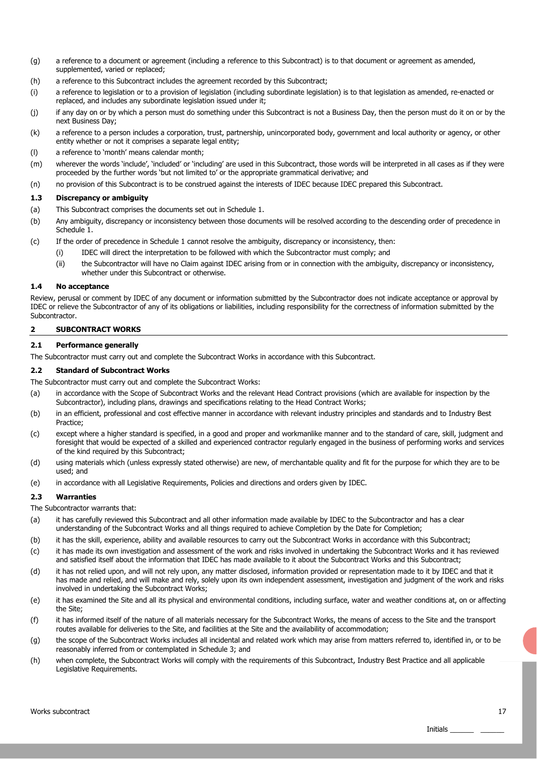(g) a reference to a document or agreement (including a reference to this Subcontract) is to that document or agreement as amended, supplemented, varied or replaced;

(h) a reference to this Subcontract includes the agreement recorded by this Subcontract;

(i) a reference to legislation or to a provision of legislation (including subordinate legislation) is to that legislation as amended, re-enacted or replaced, and includes any subordinate legislation issued under it;

(j) if any day on or by which a person must do something under this Subcontract is not a Business Day, then the person must do it on or by the next Business Day;

(k) a reference to a person includes a corporation, trust, partnership, unincorporated body, government and local authority or agency, or other entity whether or not it comprises a separate legal entity;

(l) a reference to 'month' means calendar month;

(m) wherever the words 'include', 'included' or 'including' are used in this Subcontract, those words will be interpreted in all cases as if they were proceeded by the further words 'but not limited to' or the appropriate grammatical derivative; and

(n) no provision of this Subcontract is to be construed against the interests of IDEC because IDEC prepared this Subcontract.

### 1.3 Discrepancy or ambiguity

(a) This Subcontract comprises the documents set out in Schedule 1.

(b) Any ambiguity, discrepancy or inconsistency between those documents will be resolved according to the descending order of precedence in Schedule 1.

(c) If the order of precedence in Schedule 1 cannot resolve the ambiguity, discrepancy or inconsistency, then:

  (i) IDEC will direct the interpretation to be followed with which the Subcontractor must comply; and

  (ii) the Subcontractor will have no Claim against IDEC arising from or in connection with the ambiguity, discrepancy or inconsistency, whether under this Subcontract or otherwise.

### 1.4 No acceptance

Review, perusal or comment by IDEC of any document or information submitted by the Subcontractor does not indicate acceptance or approval by IDEC or relieve the Subcontractor of any of its obligations or liabilities, including responsibility for the correctness of information submitted by the Subcontractor.

## 2 SUBCONTRACT WORKS

### 2.1 Performance generally

The Subcontractor must carry out and complete the Subcontract Works in accordance with this Subcontract.

### 2.2 Standard of Subcontract Works

The Subcontractor must carry out and complete the Subcontract Works:

(a) in accordance with the Scope of Subcontract Works and the relevant Head Contract provisions (which are available for inspection by the Subcontractor), including plans, drawings and specifications relating to the Head Contract Works;

(b) in an efficient, professional and cost effective manner in accordance with relevant industry principles and standards and to Industry Best Practice;

(c) except where a higher standard is specified, in a good and proper and workmanlike manner and to the standard of care, skill, judgment and foresight that would be expected of a skilled and experienced contractor regularly engaged in the business of performing works and services of the kind required by this Subcontract;

(d) using materials which (unless expressly stated otherwise) are new, of merchantable quality and fit for the purpose for which they are to be used; and

(e) in accordance with all Legislative Requirements, Policies and directions and orders given by IDEC.

### 2.3 Warranties

The Subcontractor warrants that:

(a) it has carefully reviewed this Subcontract and all other information made available by IDEC to the Subcontractor and has a clear understanding of the Subcontract Works and all things required to achieve Completion by the Date for Completion;

(b) it has the skill, experience, ability and available resources to carry out the Subcontract Works in accordance with this Subcontract;

(c) it has made its own investigation and assessment of the work and risks involved in undertaking the Subcontract Works and it has reviewed and satisfied itself about the information that IDEC has made available to it about the Subcontract Works and this Subcontract;

(d) it has not relied upon, and will not rely upon, any matter disclosed, information provided or representation made to it by IDEC and that it has made and relied, and will make and rely, solely upon its own independent assessment, investigation and judgment of the work and risks involved in undertaking the Subcontract Works;

(e) it has examined the Site and all its physical and environmental conditions, including surface, water and weather conditions at, on or affecting the Site;

(f) it has informed itself of the nature of all materials necessary for the Subcontract Works, the means of access to the Site and the transport routes available for deliveries to the Site, and facilities at the Site and the availability of accommodation;

(g) the scope of the Subcontract Works includes all incidental and related work which may arise from matters referred to, identified in, or to be reasonably inferred from or contemplated in Schedule 3; and

(h) when complete, the Subcontract Works will comply with the requirements of this Subcontract, Industry Best Practice and all applicable Legislative Requirements.

Initials ______ ______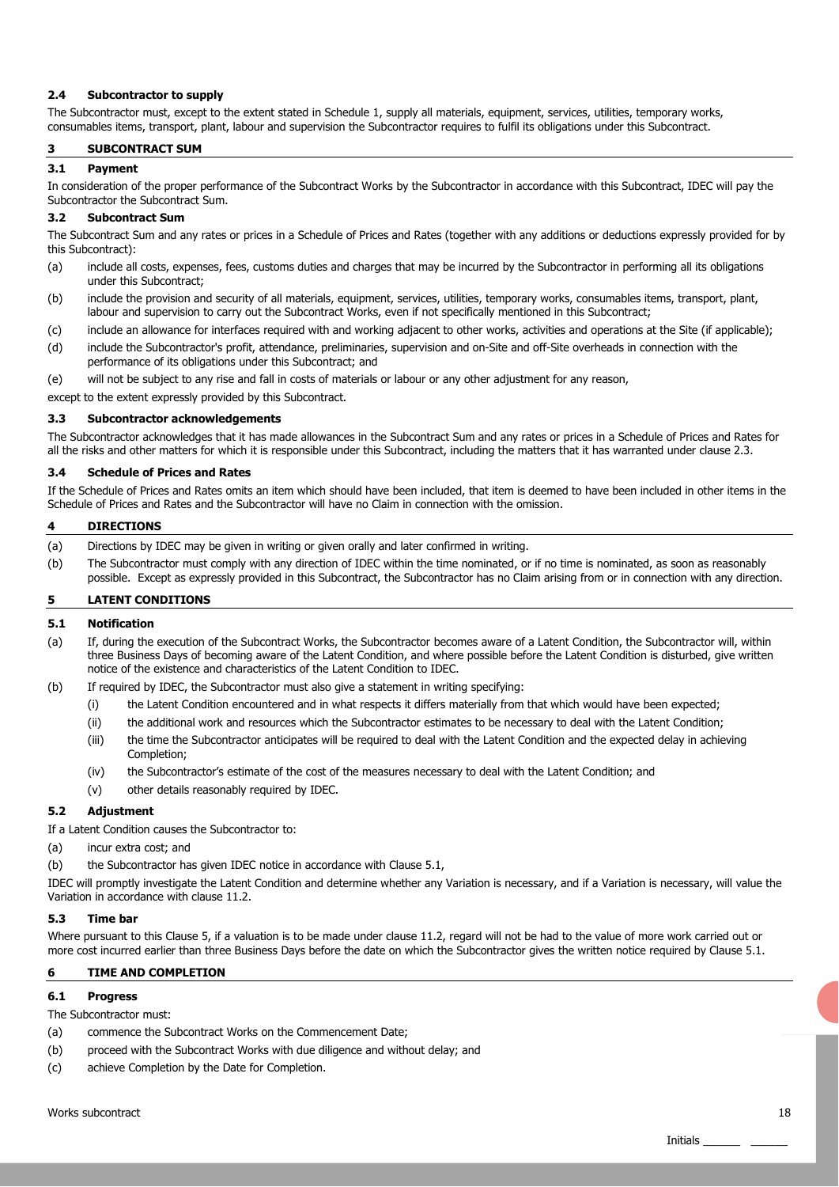### 2.4 Subcontractor to supply

The Subcontractor must, except to the extent stated in Schedule 1, supply all materials, equipment, services, utilities, temporary works, consumables items, transport, plant, labour and supervision the Subcontractor requires to fulfil its obligations under this Subcontract.

## 3 SUBCONTRACT SUM

### 3.1 Payment

In consideration of the proper performance of the Subcontract Works by the Subcontractor in accordance with this Subcontract, IDEC will pay the Subcontractor the Subcontract Sum.

### 3.2 Subcontract Sum

The Subcontract Sum and any rates or prices in a Schedule of Prices and Rates (together with any additions or deductions expressly provided for by this Subcontract):

(a) include all costs, expenses, fees, customs duties and charges that may be incurred by the Subcontractor in performing all its obligations under this Subcontract;

(b) include the provision and security of all materials, equipment, services, utilities, temporary works, consumables items, transport, plant, labour and supervision to carry out the Subcontract Works, even if not specifically mentioned in this Subcontract;

(c) include an allowance for interfaces required with and working adjacent to other works, activities and operations at the Site (if applicable);

(d) include the Subcontractor's profit, attendance, preliminaries, supervision and on-Site and off-Site overheads in connection with the performance of its obligations under this Subcontract; and

(e) will not be subject to any rise and fall in costs of materials or labour or any other adjustment for any reason,

except to the extent expressly provided by this Subcontract.

### 3.3 Subcontractor acknowledgements

The Subcontractor acknowledges that it has made allowances in the Subcontract Sum and any rates or prices in a Schedule of Prices and Rates for all the risks and other matters for which it is responsible under this Subcontract, including the matters that it has warranted under clause 2.3.

### 3.4 Schedule of Prices and Rates

If the Schedule of Prices and Rates omits an item which should have been included, that item is deemed to have been included in other items in the Schedule of Prices and Rates and the Subcontractor will have no Claim in connection with the omission.

## 4 DIRECTIONS

(a) Directions by IDEC may be given in writing or given orally and later confirmed in writing.

(b) The Subcontractor must comply with any direction of IDEC within the time nominated, or if no time is nominated, as soon as reasonably possible. Except as expressly provided in this Subcontract, the Subcontractor has no Claim arising from or in connection with any direction.

## 5 LATENT CONDITIONS

### 5.1 Notification

(a) If, during the execution of the Subcontract Works, the Subcontractor becomes aware of a Latent Condition, the Subcontractor will, within three Business Days of becoming aware of the Latent Condition, and where possible before the Latent Condition is disturbed, give written notice of the existence and characteristics of the Latent Condition to IDEC.

(b) If required by IDEC, the Subcontractor must also give a statement in writing specifying:

  (i) the Latent Condition encountered and in what respects it differs materially from that which would have been expected;

  (ii) the additional work and resources which the Subcontractor estimates to be necessary to deal with the Latent Condition;

  (iii) the time the Subcontractor anticipates will be required to deal with the Latent Condition and the expected delay in achieving Completion;

  (iv) the Subcontractor's estimate of the cost of the measures necessary to deal with the Latent Condition; and

  (v) other details reasonably required by IDEC.

### 5.2 Adjustment

If a Latent Condition causes the Subcontractor to:

(a) incur extra cost; and

(b) the Subcontractor has given IDEC notice in accordance with Clause 5.1,

IDEC will promptly investigate the Latent Condition and determine whether any Variation is necessary, and if a Variation is necessary, will value the Variation in accordance with clause 11.2.

### 5.3 Time bar

Where pursuant to this Clause 5, if a valuation is to be made under clause 11.2, regard will not be had to the value of more work carried out or more cost incurred earlier than three Business Days before the date on which the Subcontractor gives the written notice required by Clause 5.1.

## 6 TIME AND COMPLETION

### 6.1 Progress

The Subcontractor must:

(a) commence the Subcontract Works on the Commencement Date;

(b) proceed with the Subcontract Works with due diligence and without delay; and

(c) achieve Completion by the Date for Completion.

Initials ______ ______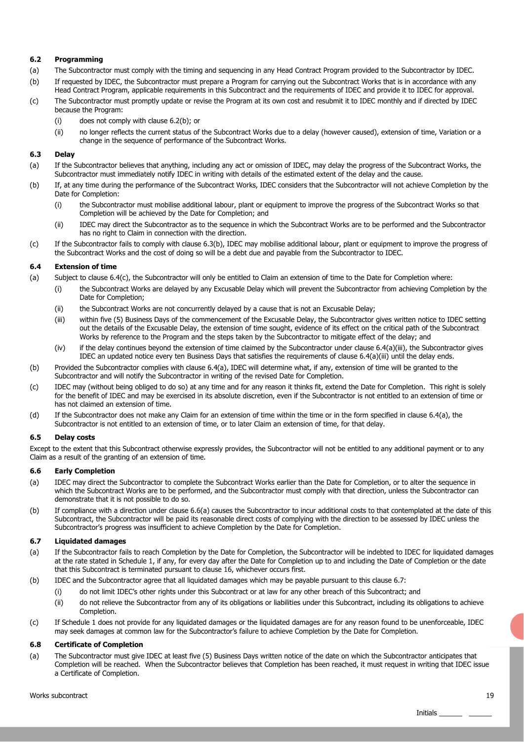### 6.2 Programming

(a) The Subcontractor must comply with the timing and sequencing in any Head Contract Program provided to the Subcontractor by IDEC.

(b) If requested by IDEC, the Subcontractor must prepare a Program for carrying out the Subcontract Works that is in accordance with any Head Contract Program, applicable requirements in this Subcontract and the requirements of IDEC and provide it to IDEC for approval.

(c) The Subcontractor must promptly update or revise the Program at its own cost and resubmit it to IDEC monthly and if directed by IDEC because the Program:

   (i) does not comply with clause 6.2(b); or

   (ii) no longer reflects the current status of the Subcontract Works due to a delay (however caused), extension of time, Variation or a change in the sequence of performance of the Subcontract Works.

### 6.3 Delay

(a) If the Subcontractor believes that anything, including any act or omission of IDEC, may delay the progress of the Subcontract Works, the Subcontractor must immediately notify IDEC in writing with details of the estimated extent of the delay and the cause.

(b) If, at any time during the performance of the Subcontract Works, IDEC considers that the Subcontractor will not achieve Completion by the Date for Completion:

   (i) the Subcontractor must mobilise additional labour, plant or equipment to improve the progress of the Subcontract Works so that Completion will be achieved by the Date for Completion; and

   (ii) IDEC may direct the Subcontractor as to the sequence in which the Subcontract Works are to be performed and the Subcontractor has no right to Claim in connection with the direction.

(c) If the Subcontractor fails to comply with clause 6.3(b), IDEC may mobilise additional labour, plant or equipment to improve the progress of the Subcontract Works and the cost of doing so will be a debt due and payable from the Subcontractor to IDEC.

### 6.4 Extension of time

(a) Subject to clause 6.4(c), the Subcontractor will only be entitled to Claim an extension of time to the Date for Completion where:

   (i) the Subcontract Works are delayed by any Excusable Delay which will prevent the Subcontractor from achieving Completion by the Date for Completion;

   (ii) the Subcontract Works are not concurrently delayed by a cause that is not an Excusable Delay;

   (iii) within five (5) Business Days of the commencement of the Excusable Delay, the Subcontractor gives written notice to IDEC setting out the details of the Excusable Delay, the extension of time sought, evidence of its effect on the critical path of the Subcontract Works by reference to the Program and the steps taken by the Subcontractor to mitigate effect of the delay; and

   (iv) if the delay continues beyond the extension of time claimed by the Subcontractor under clause 6.4(a)(iii), the Subcontractor gives IDEC an updated notice every ten Business Days that satisfies the requirements of clause 6.4(a)(iii) until the delay ends.

(b) Provided the Subcontractor complies with clause 6.4(a), IDEC will determine what, if any, extension of time will be granted to the Subcontractor and will notify the Subcontractor in writing of the revised Date for Completion.

(c) IDEC may (without being obliged to do so) at any time and for any reason it thinks fit, extend the Date for Completion. This right is solely for the benefit of IDEC and may be exercised in its absolute discretion, even if the Subcontractor is not entitled to an extension of time or has not claimed an extension of time.

(d) If the Subcontractor does not make any Claim for an extension of time within the time or in the form specified in clause 6.4(a), the Subcontractor is not entitled to an extension of time, or to later Claim an extension of time, for that delay.

### 6.5 Delay costs

Except to the extent that this Subcontract otherwise expressly provides, the Subcontractor will not be entitled to any additional payment or to any Claim as a result of the granting of an extension of time.

### 6.6 Early Completion

(a) IDEC may direct the Subcontractor to complete the Subcontract Works earlier than the Date for Completion, or to alter the sequence in which the Subcontract Works are to be performed, and the Subcontractor must comply with that direction, unless the Subcontractor can demonstrate that it is not possible to do so.

(b) If compliance with a direction under clause 6.6(a) causes the Subcontractor to incur additional costs to that contemplated at the date of this Subcontract, the Subcontractor will be paid its reasonable direct costs of complying with the direction to be assessed by IDEC unless the Subcontractor's progress was insufficient to achieve Completion by the Date for Completion.

### 6.7 Liquidated damages

(a) If the Subcontractor fails to reach Completion by the Date for Completion, the Subcontractor will be indebted to IDEC for liquidated damages at the rate stated in Schedule 1, if any, for every day after the Date for Completion up to and including the Date of Completion or the date that this Subcontract is terminated pursuant to clause 16, whichever occurs first.

(b) IDEC and the Subcontractor agree that all liquidated damages which may be payable pursuant to this clause 6.7:

   (i) do not limit IDEC's other rights under this Subcontract or at law for any other breach of this Subcontract; and

   (ii) do not relieve the Subcontractor from any of its obligations or liabilities under this Subcontract, including its obligations to achieve Completion.

(c) If Schedule 1 does not provide for any liquidated damages or the liquidated damages are for any reason found to be unenforceable, IDEC may seek damages at common law for the Subcontractor's failure to achieve Completion by the Date for Completion.

### 6.8 Certificate of Completion

(a) The Subcontractor must give IDEC at least five (5) Business Days written notice of the date on which the Subcontractor anticipates that Completion will be reached. When the Subcontractor believes that Completion has been reached, it must request in writing that IDEC issue a Certificate of Completion.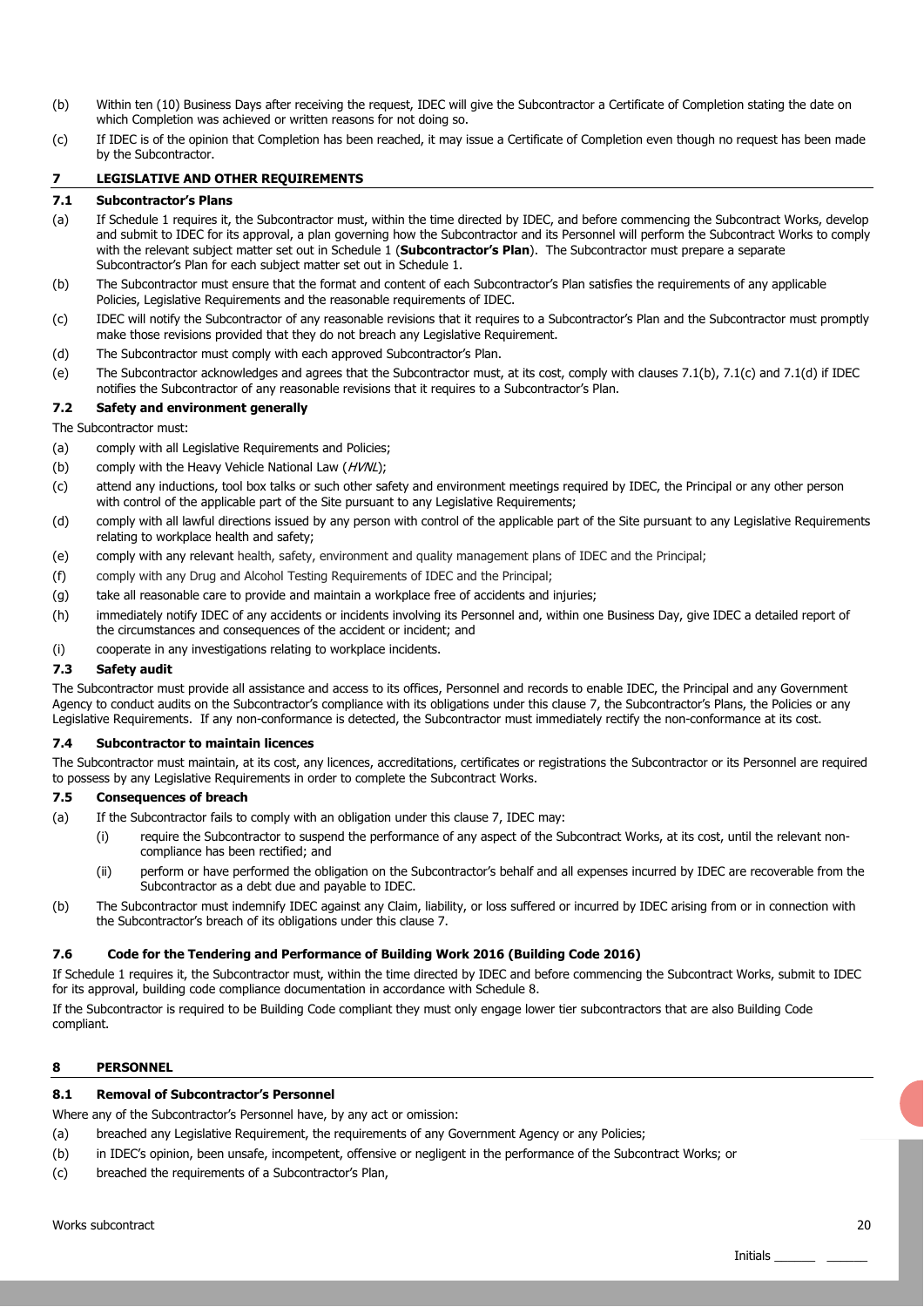(b) Within ten (10) Business Days after receiving the request, IDEC will give the Subcontractor a Certificate of Completion stating the date on which Completion was achieved or written reasons for not doing so.

(c) If IDEC is of the opinion that Completion has been reached, it may issue a Certificate of Completion even though no request has been made by the Subcontractor.

## 7 LEGISLATIVE AND OTHER REQUIREMENTS

### 7.1 Subcontractor's Plans

(a) If Schedule 1 requires it, the Subcontractor must, within the time directed by IDEC, and before commencing the Subcontract Works, develop and submit to IDEC for its approval, a plan governing how the Subcontractor and its Personnel will perform the Subcontract Works to comply with the relevant subject matter set out in Schedule 1 (**Subcontractor's Plan**). The Subcontractor must prepare a separate Subcontractor's Plan for each subject matter set out in Schedule 1.

(b) The Subcontractor must ensure that the format and content of each Subcontractor's Plan satisfies the requirements of any applicable Policies, Legislative Requirements and the reasonable requirements of IDEC.

(c) IDEC will notify the Subcontractor of any reasonable revisions that it requires to a Subcontractor's Plan and the Subcontractor must promptly make those revisions provided that they do not breach any Legislative Requirement.

(d) The Subcontractor must comply with each approved Subcontractor's Plan.

(e) The Subcontractor acknowledges and agrees that the Subcontractor must, at its cost, comply with clauses 7.1(b), 7.1(c) and 7.1(d) if IDEC notifies the Subcontractor of any reasonable revisions that it requires to a Subcontractor's Plan.

### 7.2 Safety and environment generally

The Subcontractor must:

(a) comply with all Legislative Requirements and Policies;

(b) comply with the Heavy Vehicle National Law (*HVNL*);

(c) attend any inductions, tool box talks or such other safety and environment meetings required by IDEC, the Principal or any other person with control of the applicable part of the Site pursuant to any Legislative Requirements;

(d) comply with all lawful directions issued by any person with control of the applicable part of the Site pursuant to any Legislative Requirements relating to workplace health and safety;

(e) comply with any relevant health, safety, environment and quality management plans of IDEC and the Principal;

(f) comply with any Drug and Alcohol Testing Requirements of IDEC and the Principal;

(g) take all reasonable care to provide and maintain a workplace free of accidents and injuries;

(h) immediately notify IDEC of any accidents or incidents involving its Personnel and, within one Business Day, give IDEC a detailed report of the circumstances and consequences of the accident or incident; and

(i) cooperate in any investigations relating to workplace incidents.

### 7.3 Safety audit

The Subcontractor must provide all assistance and access to its offices, Personnel and records to enable IDEC, the Principal and any Government Agency to conduct audits on the Subcontractor's compliance with its obligations under this clause 7, the Subcontractor's Plans, the Policies or any Legislative Requirements. If any non-conformance is detected, the Subcontractor must immediately rectify the non-conformance at its cost.

### 7.4 Subcontractor to maintain licences

The Subcontractor must maintain, at its cost, any licences, accreditations, certificates or registrations the Subcontractor or its Personnel are required to possess by any Legislative Requirements in order to complete the Subcontract Works.

### 7.5 Consequences of breach

(a) If the Subcontractor fails to comply with an obligation under this clause 7, IDEC may:

  (i) require the Subcontractor to suspend the performance of any aspect of the Subcontract Works, at its cost, until the relevant non-compliance has been rectified; and

  (ii) perform or have performed the obligation on the Subcontractor's behalf and all expenses incurred by IDEC are recoverable from the Subcontractor as a debt due and payable to IDEC.

(b) The Subcontractor must indemnify IDEC against any Claim, liability, or loss suffered or incurred by IDEC arising from or in connection with the Subcontractor's breach of its obligations under this clause 7.

### 7.6 Code for the Tendering and Performance of Building Work 2016 (Building Code 2016)

If Schedule 1 requires it, the Subcontractor must, within the time directed by IDEC and before commencing the Subcontract Works, submit to IDEC for its approval, building code compliance documentation in accordance with Schedule 8.

If the Subcontractor is required to be Building Code compliant they must only engage lower tier subcontractors that are also Building Code compliant.

## 8 PERSONNEL

### 8.1 Removal of Subcontractor's Personnel

Where any of the Subcontractor's Personnel have, by any act or omission:

(a) breached any Legislative Requirement, the requirements of any Government Agency or any Policies;

(b) in IDEC's opinion, been unsafe, incompetent, offensive or negligent in the performance of the Subcontract Works; or

(c) breached the requirements of a Subcontractor's Plan,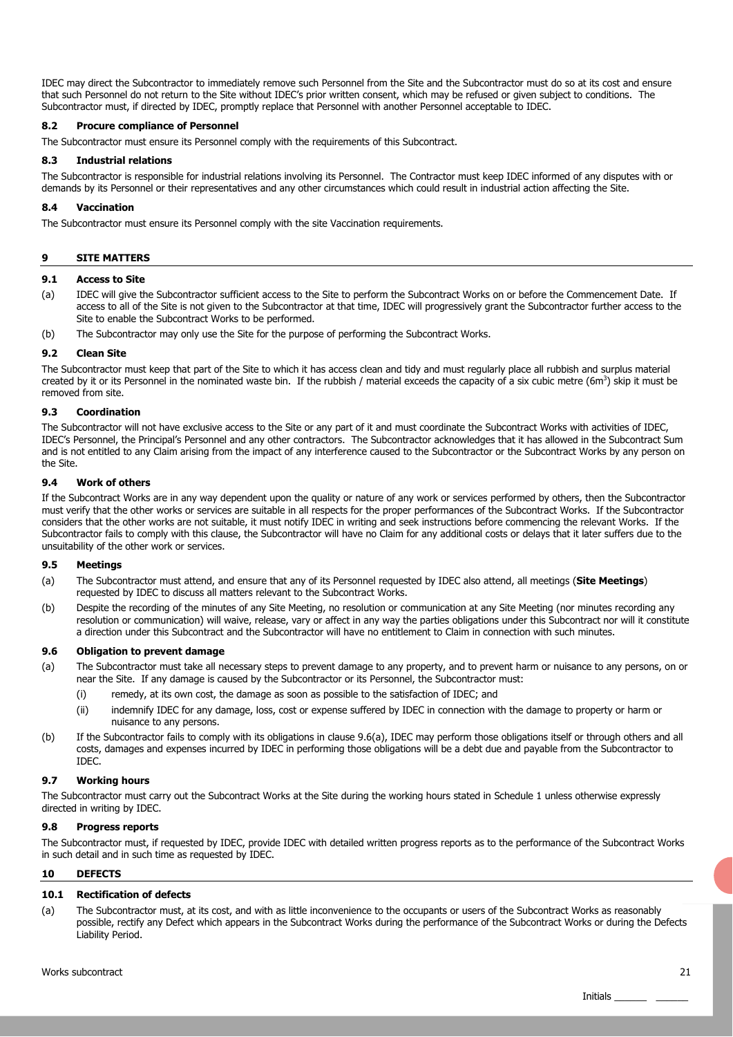IDEC may direct the Subcontractor to immediately remove such Personnel from the Site and the Subcontractor must do so at its cost and ensure that such Personnel do not return to the Site without IDEC's prior written consent, which may be refused or given subject to conditions. The Subcontractor must, if directed by IDEC, promptly replace that Personnel with another Personnel acceptable to IDEC.

### 8.2 Procure compliance of Personnel

The Subcontractor must ensure its Personnel comply with the requirements of this Subcontract.

### 8.3 Industrial relations

The Subcontractor is responsible for industrial relations involving its Personnel. The Contractor must keep IDEC informed of any disputes with or demands by its Personnel or their representatives and any other circumstances which could result in industrial action affecting the Site.

### 8.4 Vaccination

The Subcontractor must ensure its Personnel comply with the site Vaccination requirements.

## 9 SITE MATTERS

### 9.1 Access to Site

(a) IDEC will give the Subcontractor sufficient access to the Site to perform the Subcontract Works on or before the Commencement Date. If access to all of the Site is not given to the Subcontractor at that time, IDEC will progressively grant the Subcontractor further access to the Site to enable the Subcontract Works to be performed.

(b) The Subcontractor may only use the Site for the purpose of performing the Subcontract Works.

### 9.2 Clean Site

The Subcontractor must keep that part of the Site to which it has access clean and tidy and must regularly place all rubbish and surplus material created by it or its Personnel in the nominated waste bin. If the rubbish / material exceeds the capacity of a six cubic metre ($6m^3$) skip it must be removed from site.

### 9.3 Coordination

The Subcontractor will not have exclusive access to the Site or any part of it and must coordinate the Subcontract Works with activities of IDEC, IDEC's Personnel, the Principal's Personnel and any other contractors. The Subcontractor acknowledges that it has allowed in the Subcontract Sum and is not entitled to any Claim arising from the impact of any interference caused to the Subcontractor or the Subcontract Works by any person on the Site.

### 9.4 Work of others

If the Subcontract Works are in any way dependent upon the quality or nature of any work or services performed by others, then the Subcontractor must verify that the other works or services are suitable in all respects for the proper performances of the Subcontract Works. If the Subcontractor considers that the other works are not suitable, it must notify IDEC in writing and seek instructions before commencing the relevant Works. If the Subcontractor fails to comply with this clause, the Subcontractor will have no Claim for any additional costs or delays that it later suffers due to the unsuitability of the other work or services.

### 9.5 Meetings

(a) The Subcontractor must attend, and ensure that any of its Personnel requested by IDEC also attend, all meetings (**Site Meetings**) requested by IDEC to discuss all matters relevant to the Subcontract Works.

(b) Despite the recording of the minutes of any Site Meeting, no resolution or communication at any Site Meeting (nor minutes recording any resolution or communication) will waive, release, vary or affect in any way the parties obligations under this Subcontract nor will it constitute a direction under this Subcontract and the Subcontractor will have no entitlement to Claim in connection with such minutes.

### 9.6 Obligation to prevent damage

(a) The Subcontractor must take all necessary steps to prevent damage to any property, and to prevent harm or nuisance to any persons, on or near the Site. If any damage is caused by the Subcontractor or its Personnel, the Subcontractor must:

   (i) remedy, at its own cost, the damage as soon as possible to the satisfaction of IDEC; and

   (ii) indemnify IDEC for any damage, loss, cost or expense suffered by IDEC in connection with the damage to property or harm or nuisance to any persons.

(b) If the Subcontractor fails to comply with its obligations in clause 9.6(a), IDEC may perform those obligations itself or through others and all costs, damages and expenses incurred by IDEC in performing those obligations will be a debt due and payable from the Subcontractor to IDEC.

### 9.7 Working hours

The Subcontractor must carry out the Subcontract Works at the Site during the working hours stated in Schedule 1 unless otherwise expressly directed in writing by IDEC.

### 9.8 Progress reports

The Subcontractor must, if requested by IDEC, provide IDEC with detailed written progress reports as to the performance of the Subcontract Works in such detail and in such time as requested by IDEC.

## 10 DEFECTS

### 10.1 Rectification of defects

(a) The Subcontractor must, at its cost, and with as little inconvenience to the occupants or users of the Subcontract Works as reasonably possible, rectify any Defect which appears in the Subcontract Works during the performance of the Subcontract Works or during the Defects Liability Period.

Initials ______ ______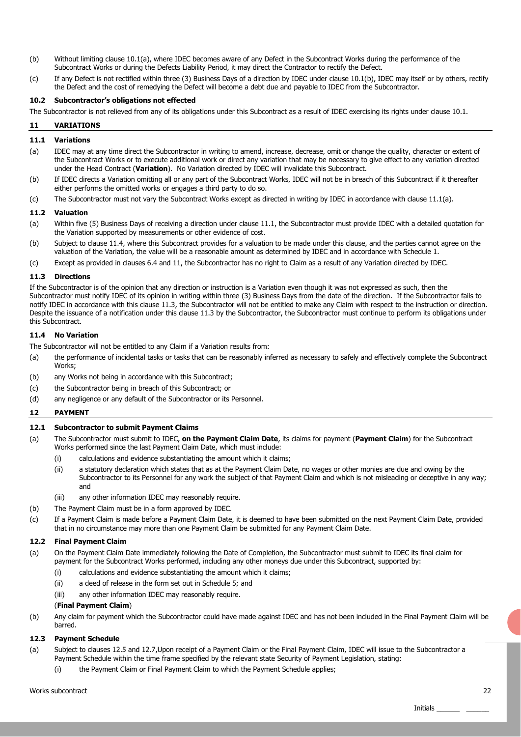(b) Without limiting clause 10.1(a), where IDEC becomes aware of any Defect in the Subcontract Works during the performance of the Subcontract Works or during the Defects Liability Period, it may direct the Contractor to rectify the Defect.

(c) If any Defect is not rectified within three (3) Business Days of a direction by IDEC under clause 10.1(b), IDEC may itself or by others, rectify the Defect and the cost of remedying the Defect will become a debt due and payable to IDEC from the Subcontractor.

### 10.2 Subcontractor's obligations not effected

The Subcontractor is not relieved from any of its obligations under this Subcontract as a result of IDEC exercising its rights under clause 10.1.

## 11 VARIATIONS

### 11.1 Variations

(a) IDEC may at any time direct the Subcontractor in writing to amend, increase, decrease, omit or change the quality, character or extent of the Subcontract Works or to execute additional work or direct any variation that may be necessary to give effect to any variation directed under the Head Contract (**Variation**). No Variation directed by IDEC will invalidate this Subcontract.

(b) If IDEC directs a Variation omitting all or any part of the Subcontract Works, IDEC will not be in breach of this Subcontract if it thereafter either performs the omitted works or engages a third party to do so.

(c) The Subcontractor must not vary the Subcontract Works except as directed in writing by IDEC in accordance with clause 11.1(a).

### 11.2 Valuation

(a) Within five (5) Business Days of receiving a direction under clause 11.1, the Subcontractor must provide IDEC with a detailed quotation for the Variation supported by measurements or other evidence of cost.

(b) Subject to clause 11.4, where this Subcontract provides for a valuation to be made under this clause, and the parties cannot agree on the valuation of the Variation, the value will be a reasonable amount as determined by IDEC and in accordance with Schedule 1.

(c) Except as provided in clauses 6.4 and 11, the Subcontractor has no right to Claim as a result of any Variation directed by IDEC.

### 11.3 Directions

If the Subcontractor is of the opinion that any direction or instruction is a Variation even though it was not expressed as such, then the Subcontractor must notify IDEC of its opinion in writing within three (3) Business Days from the date of the direction. If the Subcontractor fails to notify IDEC in accordance with this clause 11.3, the Subcontractor will not be entitled to make any Claim with respect to the instruction or direction. Despite the issuance of a notification under this clause 11.3 by the Subcontractor, the Subcontractor must continue to perform its obligations under this Subcontract.

### 11.4 No Variation

The Subcontractor will not be entitled to any Claim if a Variation results from:

(a) the performance of incidental tasks or tasks that can be reasonably inferred as necessary to safely and effectively complete the Subcontract Works;

(b) any Works not being in accordance with this Subcontract;

(c) the Subcontractor being in breach of this Subcontract; or

(d) any negligence or any default of the Subcontractor or its Personnel.

## 12 PAYMENT

### 12.1 Subcontractor to submit Payment Claims

(a) The Subcontractor must submit to IDEC, **on the Payment Claim Date**, its claims for payment (**Payment Claim**) for the Subcontract Works performed since the last Payment Claim Date, which must include:

 (i) calculations and evidence substantiating the amount which it claims;

 (ii) a statutory declaration which states that as at the Payment Claim Date, no wages or other monies are due and owing by the Subcontractor to its Personnel for any work the subject of that Payment Claim and which is not misleading or deceptive in any way; and

 (iii) any other information IDEC may reasonably require.

(b) The Payment Claim must be in a form approved by IDEC.

(c) If a Payment Claim is made before a Payment Claim Date, it is deemed to have been submitted on the next Payment Claim Date, provided that in no circumstance may more than one Payment Claim be submitted for any Payment Claim Date.

### 12.2 Final Payment Claim

(a) On the Payment Claim Date immediately following the Date of Completion, the Subcontractor must submit to IDEC its final claim for payment for the Subcontract Works performed, including any other moneys due under this Subcontract, supported by:

 (i) calculations and evidence substantiating the amount which it claims;

 (ii) a deed of release in the form set out in Schedule 5; and

 (iii) any other information IDEC may reasonably require.

 (**Final Payment Claim**)

(b) Any claim for payment which the Subcontractor could have made against IDEC and has not been included in the Final Payment Claim will be barred.

### 12.3 Payment Schedule

(a) Subject to clauses 12.5 and 12.7,Upon receipt of a Payment Claim or the Final Payment Claim, IDEC will issue to the Subcontractor a Payment Schedule within the time frame specified by the relevant state Security of Payment Legislation, stating:

 (i) the Payment Claim or Final Payment Claim to which the Payment Schedule applies;

Initials ______ ______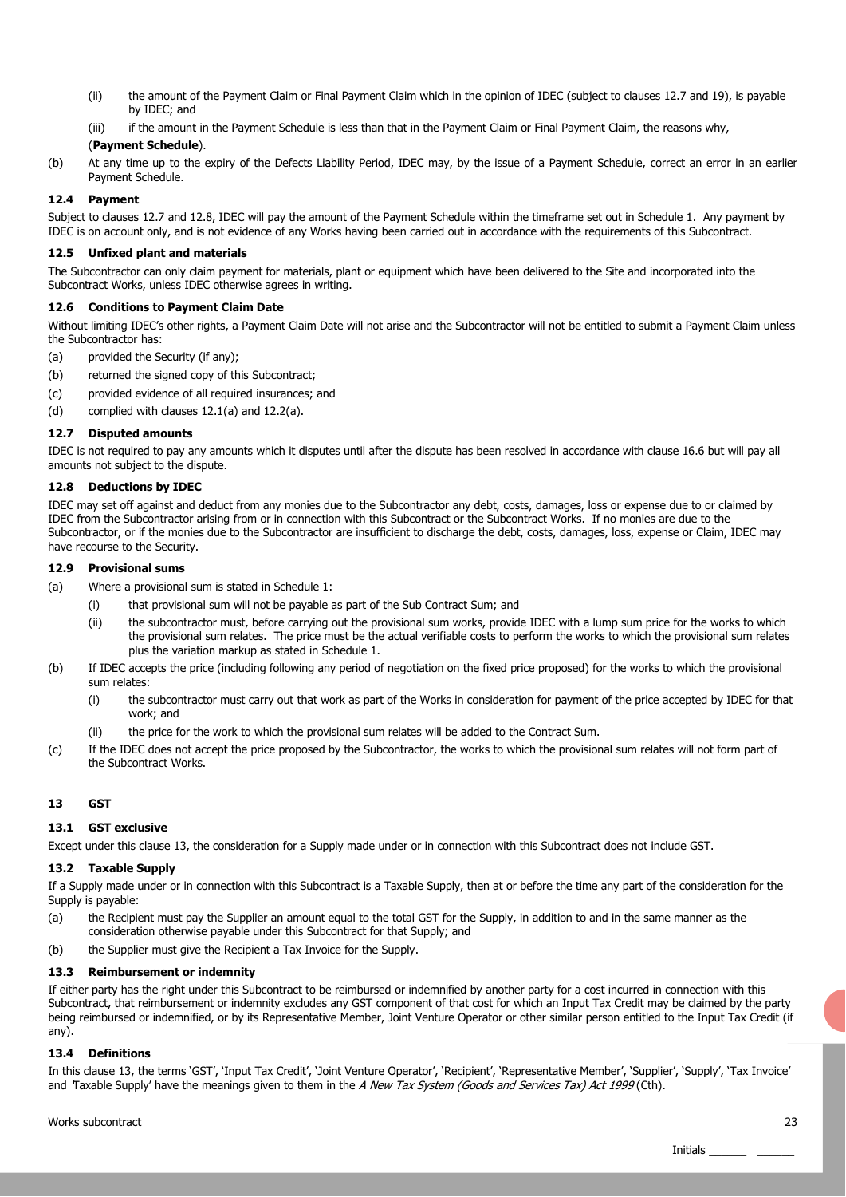(ii) the amount of the Payment Claim or Final Payment Claim which in the opinion of IDEC (subject to clauses 12.7 and 19), is payable by IDEC; and

(iii) if the amount in the Payment Schedule is less than that in the Payment Claim or Final Payment Claim, the reasons why,

(**Payment Schedule**).

(b) At any time up to the expiry of the Defects Liability Period, IDEC may, by the issue of a Payment Schedule, correct an error in an earlier Payment Schedule.

### 12.4 Payment

Subject to clauses 12.7 and 12.8, IDEC will pay the amount of the Payment Schedule within the timeframe set out in Schedule 1. Any payment by IDEC is on account only, and is not evidence of any Works having been carried out in accordance with the requirements of this Subcontract.

### 12.5 Unfixed plant and materials

The Subcontractor can only claim payment for materials, plant or equipment which have been delivered to the Site and incorporated into the Subcontract Works, unless IDEC otherwise agrees in writing.

### 12.6 Conditions to Payment Claim Date

Without limiting IDEC's other rights, a Payment Claim Date will not arise and the Subcontractor will not be entitled to submit a Payment Claim unless the Subcontractor has:

(a) provided the Security (if any);

(b) returned the signed copy of this Subcontract;

(c) provided evidence of all required insurances; and

(d) complied with clauses 12.1(a) and 12.2(a).

### 12.7 Disputed amounts

IDEC is not required to pay any amounts which it disputes until after the dispute has been resolved in accordance with clause 16.6 but will pay all amounts not subject to the dispute.

### 12.8 Deductions by IDEC

IDEC may set off against and deduct from any monies due to the Subcontractor any debt, costs, damages, loss or expense due to or claimed by IDEC from the Subcontractor arising from or in connection with this Subcontract or the Subcontract Works. If no monies are due to the Subcontractor, or if the monies due to the Subcontractor are insufficient to discharge the debt, costs, damages, loss, expense or Claim, IDEC may have recourse to the Security.

### 12.9 Provisional sums

(a) Where a provisional sum is stated in Schedule 1:

(i) that provisional sum will not be payable as part of the Sub Contract Sum; and

(ii) the subcontractor must, before carrying out the provisional sum works, provide IDEC with a lump sum price for the works to which the provisional sum relates. The price must be the actual verifiable costs to perform the works to which the provisional sum relates plus the variation markup as stated in Schedule 1.

(b) If IDEC accepts the price (including following any period of negotiation on the fixed price proposed) for the works to which the provisional sum relates:

(i) the subcontractor must carry out that work as part of the Works in consideration for payment of the price accepted by IDEC for that work; and

(ii) the price for the work to which the provisional sum relates will be added to the Contract Sum.

(c) If the IDEC does not accept the price proposed by the Subcontractor, the works to which the provisional sum relates will not form part of the Subcontract Works.

## 13 GST

### 13.1 GST exclusive

Except under this clause 13, the consideration for a Supply made under or in connection with this Subcontract does not include GST.

### 13.2 Taxable Supply

If a Supply made under or in connection with this Subcontract is a Taxable Supply, then at or before the time any part of the consideration for the Supply is payable:

(a) the Recipient must pay the Supplier an amount equal to the total GST for the Supply, in addition to and in the same manner as the consideration otherwise payable under this Subcontract for that Supply; and

(b) the Supplier must give the Recipient a Tax Invoice for the Supply.

### 13.3 Reimbursement or indemnity

If either party has the right under this Subcontract to be reimbursed or indemnified by another party for a cost incurred in connection with this Subcontract, that reimbursement or indemnity excludes any GST component of that cost for which an Input Tax Credit may be claimed by the party being reimbursed or indemnified, or by its Representative Member, Joint Venture Operator or other similar person entitled to the Input Tax Credit (if any).

### 13.4 Definitions

In this clause 13, the terms 'GST', 'Input Tax Credit', 'Joint Venture Operator', 'Recipient', 'Representative Member', 'Supplier', 'Supply', 'Tax Invoice' and 'Taxable Supply' have the meanings given to them in the *A New Tax System (Goods and Services Tax) Act 1999* (Cth).

Initials ______ ______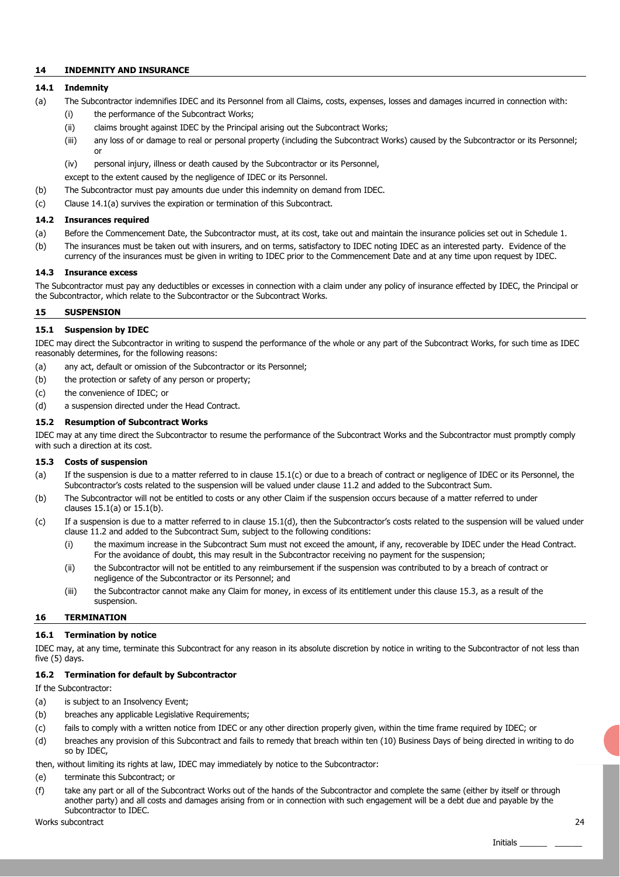## 14 INDEMNITY AND INSURANCE

### 14.1 Indemnity

(a) The Subcontractor indemnifies IDEC and its Personnel from all Claims, costs, expenses, losses and damages incurred in connection with:

   (i) the performance of the Subcontract Works;

   (ii) claims brought against IDEC by the Principal arising out the Subcontract Works;

   (iii) any loss of or damage to real or personal property (including the Subcontract Works) caused by the Subcontractor or its Personnel; or

   (iv) personal injury, illness or death caused by the Subcontractor or its Personnel,

   except to the extent caused by the negligence of IDEC or its Personnel.

(b) The Subcontractor must pay amounts due under this indemnity on demand from IDEC.

(c) Clause 14.1(a) survives the expiration or termination of this Subcontract.

### 14.2 Insurances required

(a) Before the Commencement Date, the Subcontractor must, at its cost, take out and maintain the insurance policies set out in Schedule 1.

(b) The insurances must be taken out with insurers, and on terms, satisfactory to IDEC noting IDEC as an interested party. Evidence of the currency of the insurances must be given in writing to IDEC prior to the Commencement Date and at any time upon request by IDEC.

### 14.3 Insurance excess

The Subcontractor must pay any deductibles or excesses in connection with a claim under any policy of insurance effected by IDEC, the Principal or the Subcontractor, which relate to the Subcontractor or the Subcontract Works.

## 15 SUSPENSION

### 15.1 Suspension by IDEC

IDEC may direct the Subcontractor in writing to suspend the performance of the whole or any part of the Subcontract Works, for such time as IDEC reasonably determines, for the following reasons:

(a) any act, default or omission of the Subcontractor or its Personnel;

(b) the protection or safety of any person or property;

(c) the convenience of IDEC; or

(d) a suspension directed under the Head Contract.

### 15.2 Resumption of Subcontract Works

IDEC may at any time direct the Subcontractor to resume the performance of the Subcontract Works and the Subcontractor must promptly comply with such a direction at its cost.

### 15.3 Costs of suspension

(a) If the suspension is due to a matter referred to in clause 15.1(c) or due to a breach of contract or negligence of IDEC or its Personnel, the Subcontractor's costs related to the suspension will be valued under clause 11.2 and added to the Subcontract Sum.

(b) The Subcontractor will not be entitled to costs or any other Claim if the suspension occurs because of a matter referred to under clauses 15.1(a) or 15.1(b).

(c) If a suspension is due to a matter referred to in clause 15.1(d), then the Subcontractor's costs related to the suspension will be valued under clause 11.2 and added to the Subcontract Sum, subject to the following conditions:

   (i) the maximum increase in the Subcontract Sum must not exceed the amount, if any, recoverable by IDEC under the Head Contract. For the avoidance of doubt, this may result in the Subcontractor receiving no payment for the suspension;

   (ii) the Subcontractor will not be entitled to any reimbursement if the suspension was contributed to by a breach of contract or negligence of the Subcontractor or its Personnel; and

   (iii) the Subcontractor cannot make any Claim for money, in excess of its entitlement under this clause 15.3, as a result of the suspension.

## 16 TERMINATION

### 16.1 Termination by notice

IDEC may, at any time, terminate this Subcontract for any reason in its absolute discretion by notice in writing to the Subcontractor of not less than five (5) days.

### 16.2 Termination for default by Subcontractor

If the Subcontractor:

(a) is subject to an Insolvency Event;

(b) breaches any applicable Legislative Requirements;

(c) fails to comply with a written notice from IDEC or any other direction properly given, within the time frame required by IDEC; or

(d) breaches any provision of this Subcontract and fails to remedy that breach within ten (10) Business Days of being directed in writing to do so by IDEC,

then, without limiting its rights at law, IDEC may immediately by notice to the Subcontractor:

(e) terminate this Subcontract; or

(f) take any part or all of the Subcontract Works out of the hands of the Subcontractor and complete the same (either by itself or through another party) and all costs and damages arising from or in connection with such engagement will be a debt due and payable by the Subcontractor to IDEC.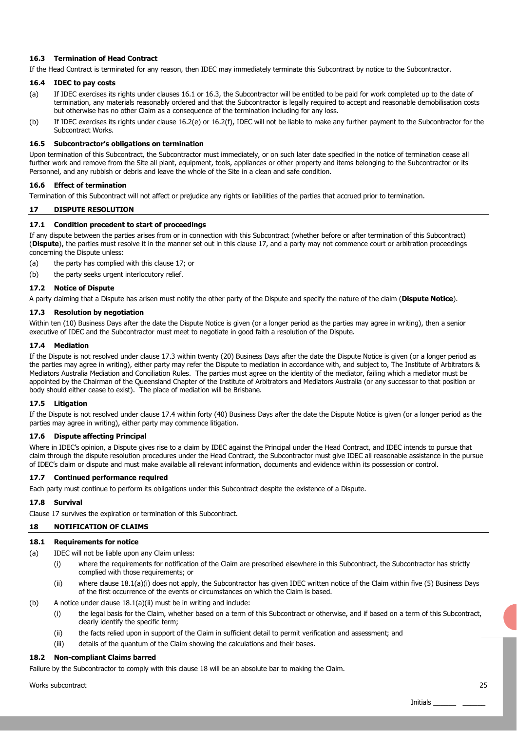### 16.3 Termination of Head Contract

If the Head Contract is terminated for any reason, then IDEC may immediately terminate this Subcontract by notice to the Subcontractor.

### 16.4 IDEC to pay costs

(a) If IDEC exercises its rights under clauses 16.1 or 16.3, the Subcontractor will be entitled to be paid for work completed up to the date of termination, any materials reasonably ordered and that the Subcontractor is legally required to accept and reasonable demobilisation costs but otherwise has no other Claim as a consequence of the termination including for any loss.

(b) If IDEC exercises its rights under clause 16.2(e) or 16.2(f), IDEC will not be liable to make any further payment to the Subcontractor for the Subcontract Works.

### 16.5 Subcontractor's obligations on termination

Upon termination of this Subcontract, the Subcontractor must immediately, or on such later date specified in the notice of termination cease all further work and remove from the Site all plant, equipment, tools, appliances or other property and items belonging to the Subcontractor or its Personnel, and any rubbish or debris and leave the whole of the Site in a clean and safe condition.

### 16.6 Effect of termination

Termination of this Subcontract will not affect or prejudice any rights or liabilities of the parties that accrued prior to termination.

## 17 DISPUTE RESOLUTION

### 17.1 Condition precedent to start of proceedings

If any dispute between the parties arises from or in connection with this Subcontract (whether before or after termination of this Subcontract) (**Dispute**), the parties must resolve it in the manner set out in this clause 17, and a party may not commence court or arbitration proceedings concerning the Dispute unless:

(a) the party has complied with this clause 17; or

(b) the party seeks urgent interlocutory relief.

### 17.2 Notice of Dispute

A party claiming that a Dispute has arisen must notify the other party of the Dispute and specify the nature of the claim (**Dispute Notice**).

### 17.3 Resolution by negotiation

Within ten (10) Business Days after the date the Dispute Notice is given (or a longer period as the parties may agree in writing), then a senior executive of IDEC and the Subcontractor must meet to negotiate in good faith a resolution of the Dispute.

### 17.4 Mediation

If the Dispute is not resolved under clause 17.3 within twenty (20) Business Days after the date the Dispute Notice is given (or a longer period as the parties may agree in writing), either party may refer the Dispute to mediation in accordance with, and subject to, The Institute of Arbitrators & Mediators Australia Mediation and Conciliation Rules. The parties must agree on the identity of the mediator, failing which a mediator must be appointed by the Chairman of the Queensland Chapter of the Institute of Arbitrators and Mediators Australia (or any successor to that position or body should either cease to exist). The place of mediation will be Brisbane.

### 17.5 Litigation

If the Dispute is not resolved under clause 17.4 within forty (40) Business Days after the date the Dispute Notice is given (or a longer period as the parties may agree in writing), either party may commence litigation.

### 17.6 Dispute affecting Principal

Where in IDEC's opinion, a Dispute gives rise to a claim by IDEC against the Principal under the Head Contract, and IDEC intends to pursue that claim through the dispute resolution procedures under the Head Contract, the Subcontractor must give IDEC all reasonable assistance in the pursuit of IDEC's claim or dispute and must make available all relevant information, documents and evidence within its possession or control.

### 17.7 Continued performance required

Each party must continue to perform its obligations under this Subcontract despite the existence of a Dispute.

### 17.8 Survival

Clause 17 survives the expiration or termination of this Subcontract.

## 18 NOTIFICATION OF CLAIMS

### 18.1 Requirements for notice

(a) IDEC will not be liable upon any Claim unless:

   (i) where the requirements for notification of the Claim are prescribed elsewhere in this Subcontract, the Subcontractor has strictly complied with those requirements; or

   (ii) where clause 18.1(a)(i) does not apply, the Subcontractor has given IDEC written notice of the Claim within five (5) Business Days of the first occurrence of the events or circumstances on which the Claim is based.

(b) A notice under clause 18.1(a)(ii) must be in writing and include:

   (i) the legal basis for the Claim, whether based on a term of this Subcontract or otherwise, and if based on a term of this Subcontract, clearly identify the specific term;

   (ii) the facts relied upon in support of the Claim in sufficient detail to permit verification and assessment; and

   (iii) details of the quantum of the Claim showing the calculations and their bases.

### 18.2 Non-compliant Claims barred

Failure by the Subcontractor to comply with this clause 18 will be an absolute bar to making the Claim.

Initials ______ ______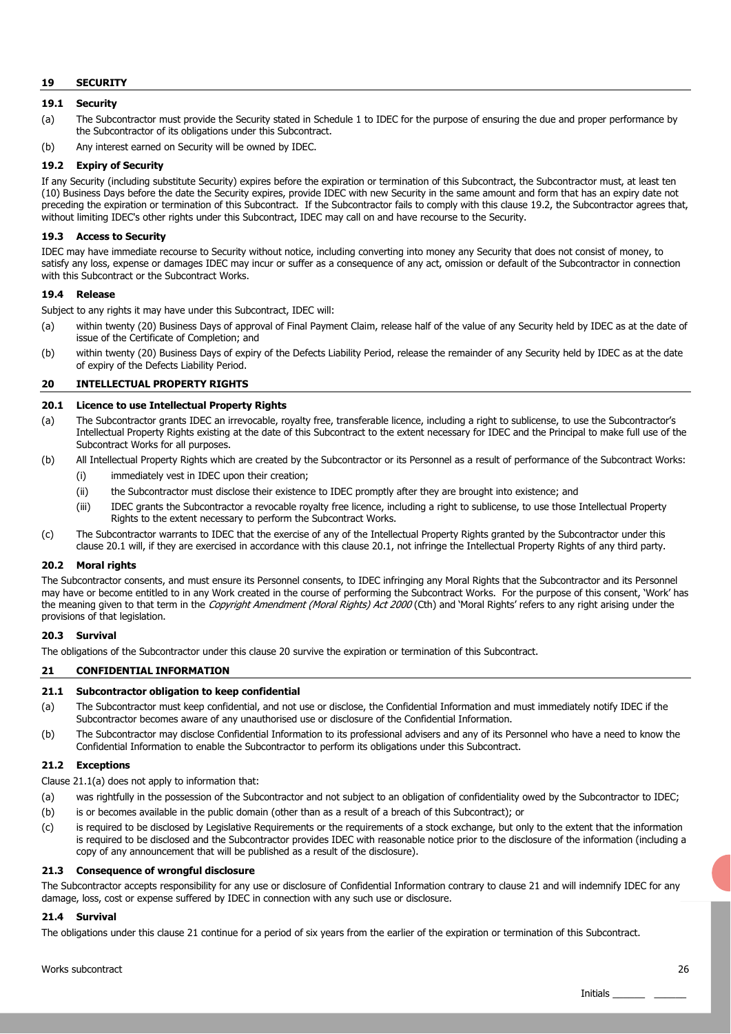## 19 SECURITY

### 19.1 Security

(a) The Subcontractor must provide the Security stated in Schedule 1 to IDEC for the purpose of ensuring the due and proper performance by the Subcontractor of its obligations under this Subcontract.

(b) Any interest earned on Security will be owned by IDEC.

### 19.2 Expiry of Security

If any Security (including substitute Security) expires before the expiration or termination of this Subcontract, the Subcontractor must, at least ten (10) Business Days before the date the Security expires, provide IDEC with new Security in the same amount and form that has an expiry date not preceding the expiration or termination of this Subcontract. If the Subcontractor fails to comply with this clause 19.2, the Subcontractor agrees that, without limiting IDEC's other rights under this Subcontract, IDEC may call on and have recourse to the Security.

### 19.3 Access to Security

IDEC may have immediate recourse to Security without notice, including converting into money any Security that does not consist of money, to satisfy any loss, expense or damages IDEC may incur or suffer as a consequence of any act, omission or default of the Subcontractor in connection with this Subcontract or the Subcontract Works.

### 19.4 Release

Subject to any rights it may have under this Subcontract, IDEC will:

(a) within twenty (20) Business Days of approval of Final Payment Claim, release half of the value of any Security held by IDEC as at the date of issue of the Certificate of Completion; and

(b) within twenty (20) Business Days of expiry of the Defects Liability Period, release the remainder of any Security held by IDEC as at the date of expiry of the Defects Liability Period.

## 20 INTELLECTUAL PROPERTY RIGHTS

### 20.1 Licence to use Intellectual Property Rights

(a) The Subcontractor grants IDEC an irrevocable, royalty free, transferable licence, including a right to sublicense, to use the Subcontractor's Intellectual Property Rights existing at the date of this Subcontract to the extent necessary for IDEC and the Principal to make full use of the Subcontract Works for all purposes.

(b) All Intellectual Property Rights which are created by the Subcontractor or its Personnel as a result of performance of the Subcontract Works:

  (i) immediately vest in IDEC upon their creation;

  (ii) the Subcontractor must disclose their existence to IDEC promptly after they are brought into existence; and

  (iii) IDEC grants the Subcontractor a revocable royalty free licence, including a right to sublicense, to use those Intellectual Property Rights to the extent necessary to perform the Subcontract Works.

(c) The Subcontractor warrants to IDEC that the exercise of any of the Intellectual Property Rights granted by the Subcontractor under this clause 20.1 will, if they are exercised in accordance with this clause 20.1, not infringe the Intellectual Property Rights of any third party.

### 20.2 Moral rights

The Subcontractor consents, and must ensure its Personnel consents, to IDEC infringing any Moral Rights that the Subcontractor and its Personnel may have or become entitled to in any Work created in the course of performing the Subcontract Works. For the purpose of this consent, 'Work' has the meaning given to that term in the *Copyright Amendment (Moral Rights) Act 2000* (Cth) and 'Moral Rights' refers to any right arising under the provisions of that legislation.

### 20.3 Survival

The obligations of the Subcontractor under this clause 20 survive the expiration or termination of this Subcontract.

## 21 CONFIDENTIAL INFORMATION

### 21.1 Subcontractor obligation to keep confidential

(a) The Subcontractor must keep confidential, and not use or disclose, the Confidential Information and must immediately notify IDEC if the Subcontractor becomes aware of any unauthorised use or disclosure of the Confidential Information.

(b) The Subcontractor may disclose Confidential Information to its professional advisers and any of its Personnel who have a need to know the Confidential Information to enable the Subcontractor to perform its obligations under this Subcontract.

### 21.2 Exceptions

Clause 21.1(a) does not apply to information that:

(a) was rightfully in the possession of the Subcontractor and not subject to an obligation of confidentiality owed by the Subcontractor to IDEC;

(b) is or becomes available in the public domain (other than as a result of a breach of this Subcontract); or

(c) is required to be disclosed by Legislative Requirements or the requirements of a stock exchange, but only to the extent that the information is required to be disclosed and the Subcontractor provides IDEC with reasonable notice prior to the disclosure of the information (including a copy of any announcement that will be published as a result of the disclosure).

### 21.3 Consequence of wrongful disclosure

The Subcontractor accepts responsibility for any use or disclosure of Confidential Information contrary to clause 21 and will indemnify IDEC for any damage, loss, cost or expense suffered by IDEC in connection with any such use or disclosure.

### 21.4 Survival

The obligations under this clause 21 continue for a period of six years from the earlier of the expiration or termination of this Subcontract.

Initials ______ ______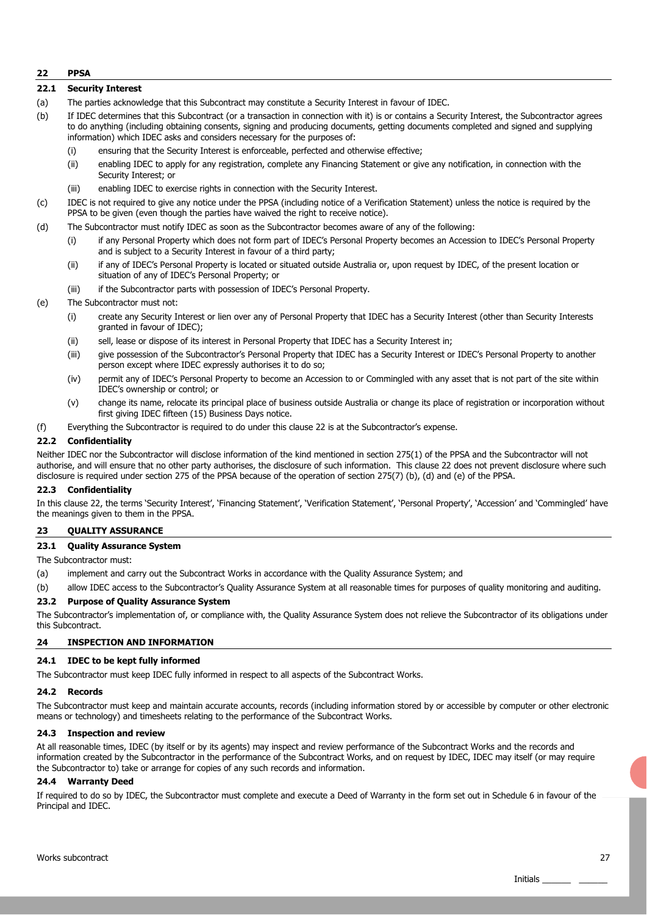## 22 PPSA

### 22.1 Security Interest

(a) The parties acknowledge that this Subcontract may constitute a Security Interest in favour of IDEC.

(b) If IDEC determines that this Subcontract (or a transaction in connection with it) is or contains a Security Interest, the Subcontractor agrees to do anything (including obtaining consents, signing and producing documents, getting documents completed and signed and supplying information) which IDEC asks and considers necessary for the purposes of:

  (i) ensuring that the Security Interest is enforceable, perfected and otherwise effective;

  (ii) enabling IDEC to apply for any registration, complete any Financing Statement or give any notification, in connection with the Security Interest; or

  (iii) enabling IDEC to exercise rights in connection with the Security Interest.

(c) IDEC is not required to give any notice under the PPSA (including notice of a Verification Statement) unless the notice is required by the PPSA to be given (even though the parties have waived the right to receive notice).

(d) The Subcontractor must notify IDEC as soon as the Subcontractor becomes aware of any of the following:

  (i) if any Personal Property which does not form part of IDEC's Personal Property becomes an Accession to IDEC's Personal Property and is subject to a Security Interest in favour of a third party;

  (ii) if any of IDEC's Personal Property is located or situated outside Australia or, upon request by IDEC, of the present location or situation of any of IDEC's Personal Property; or

  (iii) if the Subcontractor parts with possession of IDEC's Personal Property.

(e) The Subcontractor must not:

  (i) create any Security Interest or lien over any of Personal Property that IDEC has a Security Interest (other than Security Interests granted in favour of IDEC);

  (ii) sell, lease or dispose of its interest in Personal Property that IDEC has a Security Interest in;

  (iii) give possession of the Subcontractor's Personal Property that IDEC has a Security Interest or IDEC's Personal Property to another person except where IDEC expressly authorises it to do so;

  (iv) permit any of IDEC's Personal Property to become an Accession to or Commingled with any asset that is not part of the site within IDEC's ownership or control; or

  (v) change its name, relocate its principal place of business outside Australia or change its place of registration or incorporation without first giving IDEC fifteen (15) Business Days notice.

(f) Everything the Subcontractor is required to do under this clause 22 is at the Subcontractor's expense.

### 22.2 Confidentiality

Neither IDEC nor the Subcontractor will disclose information of the kind mentioned in section 275(1) of the PPSA and the Subcontractor will not authorise, and will ensure that no other party authorises, the disclosure of such information. This clause 22 does not prevent disclosure where such disclosure is required under section 275 of the PPSA because of the operation of section 275(7) (b), (d) and (e) of the PPSA.

### 22.3 Confidentiality

In this clause 22, the terms 'Security Interest', 'Financing Statement', 'Verification Statement', 'Personal Property', 'Accession' and 'Commingled' have the meanings given to them in the PPSA.

## 23 QUALITY ASSURANCE

### 23.1 Quality Assurance System

The Subcontractor must:

(a) implement and carry out the Subcontract Works in accordance with the Quality Assurance System; and

(b) allow IDEC access to the Subcontractor's Quality Assurance System at all reasonable times for purposes of quality monitoring and auditing.

### 23.2 Purpose of Quality Assurance System

The Subcontractor's implementation of, or compliance with, the Quality Assurance System does not relieve the Subcontractor of its obligations under this Subcontract.

## 24 INSPECTION AND INFORMATION

### 24.1 IDEC to be kept fully informed

The Subcontractor must keep IDEC fully informed in respect to all aspects of the Subcontract Works.

### 24.2 Records

The Subcontractor must keep and maintain accurate accounts, records (including information stored by or accessible by computer or other electronic means or technology) and timesheets relating to the performance of the Subcontract Works.

### 24.3 Inspection and review

At all reasonable times, IDEC (by itself or by its agents) may inspect and review performance of the Subcontract Works and the records and information created by the Subcontractor in the performance of the Subcontract Works, and on request by IDEC, IDEC may itself (or may require the Subcontractor to) take or arrange for copies of any such records and information.

### 24.4 Warranty Deed

If required to do so by IDEC, the Subcontractor must complete and execute a Deed of Warranty in the form set out in Schedule 6 in favour of the Principal and IDEC.

Initials ______ ______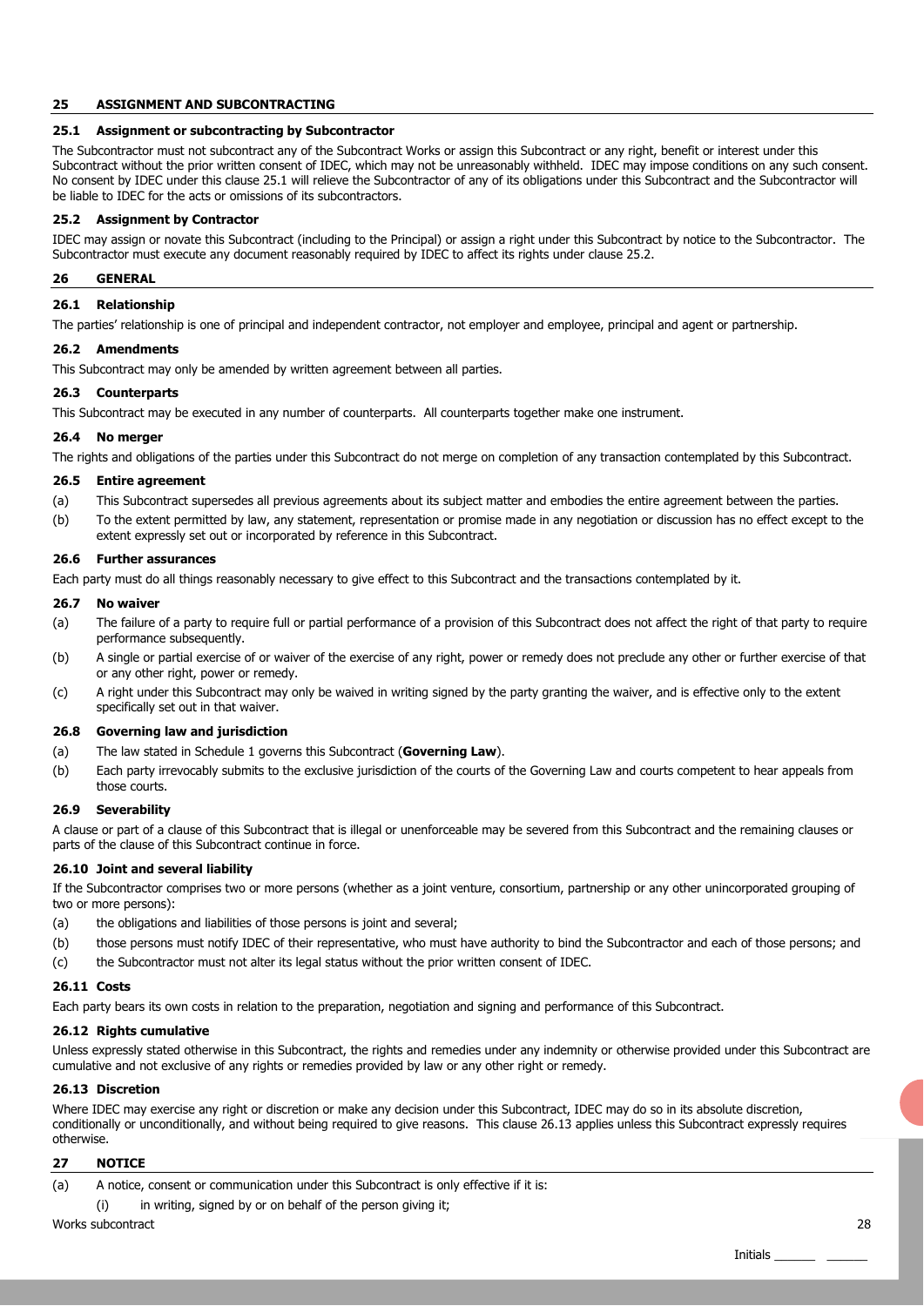## 25 ASSIGNMENT AND SUBCONTRACTING

### 25.1 Assignment or subcontracting by Subcontractor

The Subcontractor must not subcontract any of the Subcontract Works or assign this Subcontract or any right, benefit or interest under this Subcontract without the prior written consent of IDEC, which may not be unreasonably withheld. IDEC may impose conditions on any such consent. No consent by IDEC under this clause 25.1 will relieve the Subcontractor of any of its obligations under this Subcontract and the Subcontractor will be liable to IDEC for the acts or omissions of its subcontractors.

### 25.2 Assignment by Contractor

IDEC may assign or novate this Subcontract (including to the Principal) or assign a right under this Subcontract by notice to the Subcontractor. The Subcontractor must execute any document reasonably required by IDEC to affect its rights under clause 25.2.

## 26 GENERAL

### 26.1 Relationship

The parties' relationship is one of principal and independent contractor, not employer and employee, principal and agent or partnership.

### 26.2 Amendments

This Subcontract may only be amended by written agreement between all parties.

### 26.3 Counterparts

This Subcontract may be executed in any number of counterparts. All counterparts together make one instrument.

### 26.4 No merger

The rights and obligations of the parties under this Subcontract do not merge on completion of any transaction contemplated by this Subcontract.

### 26.5 Entire agreement

(a) This Subcontract supersedes all previous agreements about its subject matter and embodies the entire agreement between the parties.

(b) To the extent permitted by law, any statement, representation or promise made in any negotiation or discussion has no effect except to the extent expressly set out or incorporated by reference in this Subcontract.

### 26.6 Further assurances

Each party must do all things reasonably necessary to give effect to this Subcontract and the transactions contemplated by it.

### 26.7 No waiver

(a) The failure of a party to require full or partial performance of a provision of this Subcontract does not affect the right of that party to require performance subsequently.

(b) A single or partial exercise of or waiver of the exercise of any right, power or remedy does not preclude any other or further exercise of that or any other right, power or remedy.

(c) A right under this Subcontract may only be waived in writing signed by the party granting the waiver, and is effective only to the extent specifically set out in that waiver.

### 26.8 Governing law and jurisdiction

(a) The law stated in Schedule 1 governs this Subcontract (**Governing Law**).

(b) Each party irrevocably submits to the exclusive jurisdiction of the courts of the Governing Law and courts competent to hear appeals from those courts.

### 26.9 Severability

A clause or part of a clause of this Subcontract that is illegal or unenforceable may be severed from this Subcontract and the remaining clauses or parts of the clause of this Subcontract continue in force.

### 26.10 Joint and several liability

If the Subcontractor comprises two or more persons (whether as a joint venture, consortium, partnership or any other unincorporated grouping of two or more persons):

(a) the obligations and liabilities of those persons is joint and several;

(b) those persons must notify IDEC of their representative, who must have authority to bind the Subcontractor and each of those persons; and

(c) the Subcontractor must not alter its legal status without the prior written consent of IDEC.

### 26.11 Costs

Each party bears its own costs in relation to the preparation, negotiation and signing and performance of this Subcontract.

### 26.12 Rights cumulative

Unless expressly stated otherwise in this Subcontract, the rights and remedies under any indemnity or otherwise provided under this Subcontract are cumulative and not exclusive of any rights or remedies provided by law or any other right or remedy.

### 26.13 Discretion

Where IDEC may exercise any right or discretion or make any decision under this Subcontract, IDEC may do so in its absolute discretion, conditionally or unconditionally, and without being required to give reasons. This clause 26.13 applies unless this Subcontract expressly requires otherwise.

## 27 NOTICE

(a) A notice, consent or communication under this Subcontract is only effective if it is:

 (i) in writing, signed by or on behalf of the person giving it;

Initials ______ ______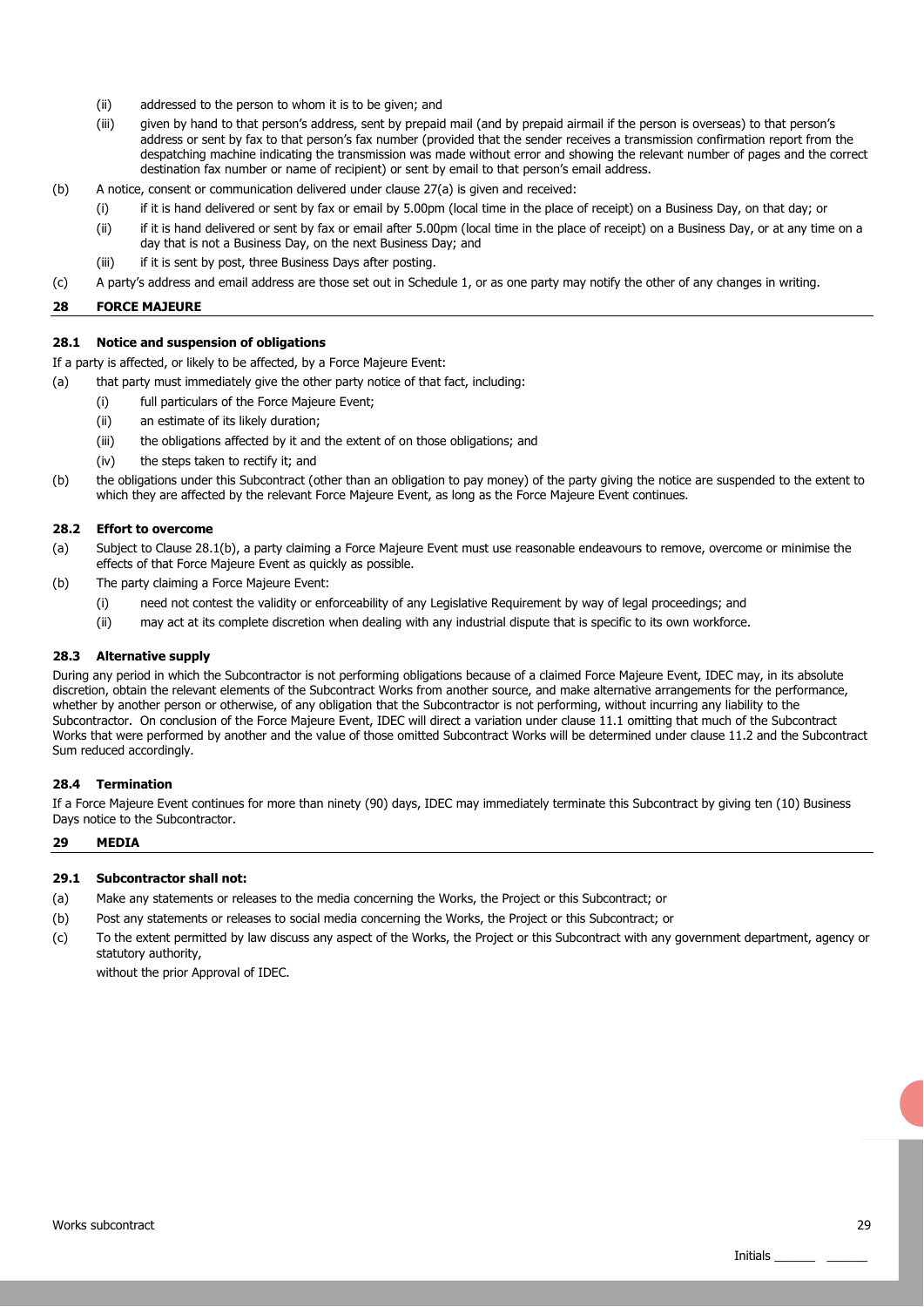(ii) addressed to the person to whom it is to be given; and

(iii) given by hand to that person's address, sent by prepaid mail (and by prepaid airmail if the person is overseas) to that person's address or sent by fax to that person's fax number (provided that the sender receives a transmission confirmation report from the despatching machine indicating the transmission was made without error and showing the relevant number of pages and the correct destination fax number or name of recipient) or sent by email to that person's email address.

(b) A notice, consent or communication delivered under clause 27(a) is given and received:

(i) if it is hand delivered or sent by fax or email by 5.00pm (local time in the place of receipt) on a Business Day, on that day; or

(ii) if it is hand delivered or sent by fax or email after 5.00pm (local time in the place of receipt) on a Business Day, or at any time on a day that is not a Business Day, on the next Business Day; and

(iii) if it is sent by post, three Business Days after posting.

(c) A party's address and email address are those set out in Schedule 1, or as one party may notify the other of any changes in writing.

## 28 FORCE MAJEURE

### 28.1 Notice and suspension of obligations

If a party is affected, or likely to be affected, by a Force Majeure Event:

(a) that party must immediately give the other party notice of that fact, including:

(i) full particulars of the Force Majeure Event;

(ii) an estimate of its likely duration;

(iii) the obligations affected by it and the extent of on those obligations; and

(iv) the steps taken to rectify it; and

(b) the obligations under this Subcontract (other than an obligation to pay money) of the party giving the notice are suspended to the extent to which they are affected by the relevant Force Majeure Event, as long as the Force Majeure Event continues.

### 28.2 Effort to overcome

(a) Subject to Clause 28.1(b), a party claiming a Force Majeure Event must use reasonable endeavours to remove, overcome or minimise the effects of that Force Majeure Event as quickly as possible.

(b) The party claiming a Force Majeure Event:

(i) need not contest the validity or enforceability of any Legislative Requirement by way of legal proceedings; and

(ii) may act at its complete discretion when dealing with any industrial dispute that is specific to its own workforce.

### 28.3 Alternative supply

During any period in which the Subcontractor is not performing obligations because of a claimed Force Majeure Event, IDEC may, in its absolute discretion, obtain the relevant elements of the Subcontract Works from another source, and make alternative arrangements for the performance, whether by another person or otherwise, of any obligation that the Subcontractor is not performing, without incurring any liability to the Subcontractor. On conclusion of the Force Majeure Event, IDEC will direct a variation under clause 11.1 omitting that much of the Subcontract Works that were performed by another and the value of those omitted Subcontract Works will be determined under clause 11.2 and the Subcontract Sum reduced accordingly.

### 28.4 Termination

If a Force Majeure Event continues for more than ninety (90) days, IDEC may immediately terminate this Subcontract by giving ten (10) Business Days notice to the Subcontractor.

## 29 MEDIA

### 29.1 Subcontractor shall not:

(a) Make any statements or releases to the media concerning the Works, the Project or this Subcontract; or

(b) Post any statements or releases to social media concerning the Works, the Project or this Subcontract; or

(c) To the extent permitted by law discuss any aspect of the Works, the Project or this Subcontract with any government department, agency or statutory authority,

without the prior Approval of IDEC.

Initials ______ ______